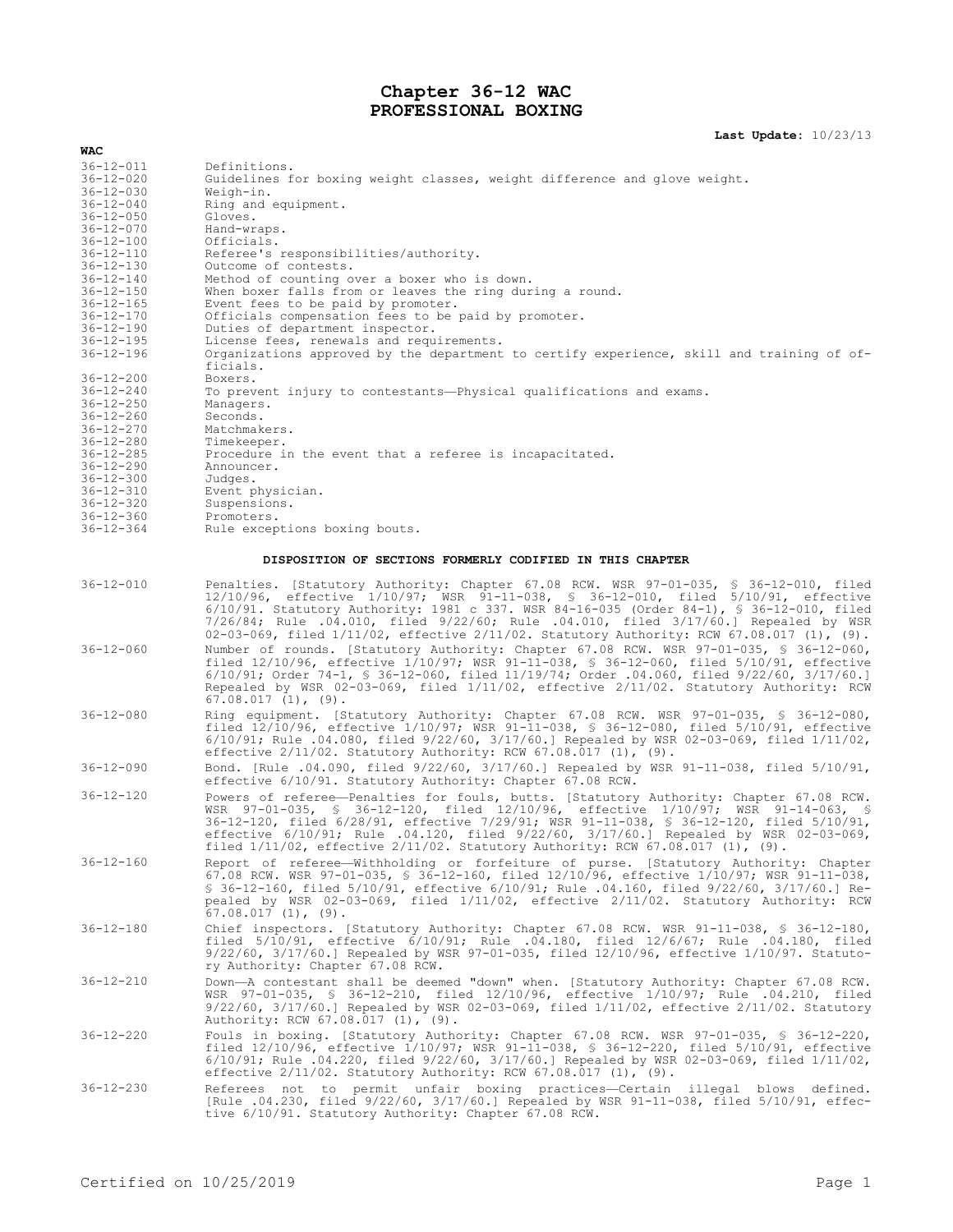# Chapter 36-12 WAC
# PROFESSIONAL BOXING

**Last Update:** 10/23/13

| WAC | |
|---|---|
| 36-12-011 | Definitions. |
| 36-12-020 | Guidelines for boxing weight classes, weight difference and glove weight. |
| 36-12-030 | Weigh-in. |
| 36-12-040 | Ring and equipment. |
| 36-12-050 | Gloves. |
| 36-12-070 | Hand-wraps. |
| 36-12-100 | Officials. |
| 36-12-110 | Referee's responsibilities/authority. |
| 36-12-130 | Outcome of contests. |
| 36-12-140 | Method of counting over a boxer who is down. |
| 36-12-150 | When boxer falls from or leaves the ring during a round. |
| 36-12-165 | Event fees to be paid by promoter. |
| 36-12-170 | Officials compensation fees to be paid by promoter. |
| 36-12-190 | Duties of department inspector. |
| 36-12-195 | License fees, renewals and requirements. |
| 36-12-196 | Organizations approved by the department to certify experience, skill and training of officials. |
| 36-12-200 | Boxers. |
| 36-12-240 | To prevent injury to contestants—Physical qualifications and exams. |
| 36-12-250 | Managers. |
| 36-12-260 | Seconds. |
| 36-12-270 | Matchmakers. |
| 36-12-280 | Timekeeper. |
| 36-12-285 | Procedure in the event that a referee is incapacitated. |
| 36-12-290 | Announcer. |
| 36-12-300 | Judges. |
| 36-12-310 | Event physician. |
| 36-12-320 | Suspensions. |
| 36-12-360 | Promoters. |
| 36-12-364 | Rule exceptions boxing bouts. |

## DISPOSITION OF SECTIONS FORMERLY CODIFIED IN THIS CHAPTER

| | |
|---|---|
| 36-12-010 | Penalties. [Statutory Authority: Chapter 67.08 RCW. WSR 97-01-035, § 36-12-010, filed 12/10/96, effective 1/10/97; WSR 91-11-038, § 36-12-010, filed 5/10/91, effective 6/10/91. Statutory Authority: 1981 c 337. WSR 84-16-035 (Order 84-1), § 36-12-010, filed 7/26/84; Rule .04.010, filed 9/22/60; Rule .04.010, filed 3/17/60.] Repealed by WSR 02-03-069, filed 1/11/02, effective 2/11/02. Statutory Authority: RCW 67.08.017 (1), (9). |
| 36-12-060 | Number of rounds. [Statutory Authority: Chapter 67.08 RCW. WSR 97-01-035, § 36-12-060, filed 12/10/96, effective 1/10/97; WSR 91-11-038, § 36-12-060, filed 5/10/91, effective 6/10/91; Order 74-1, § 36-12-060, filed 11/19/74; Order .04.060, filed 9/22/60, 3/17/60.] Repealed by WSR 02-03-069, filed 1/11/02, effective 2/11/02. Statutory Authority: RCW 67.08.017 (1), (9). |
| 36-12-080 | Ring equipment. [Statutory Authority: Chapter 67.08 RCW. WSR 97-01-035, § 36-12-080, filed 12/10/96, effective 1/10/97; WSR 91-11-038, § 36-12-080, filed 5/10/91, effective 6/10/91; Rule .04.080, filed 9/22/60, 3/17/60.] Repealed by WSR 02-03-069, filed 1/11/02, effective 2/11/02. Statutory Authority: RCW 67.08.017 (1), (9). |
| 36-12-090 | Bond. [Rule .04.090, filed 9/22/60, 3/17/60.] Repealed by WSR 91-11-038, filed 5/10/91, effective 6/10/91. Statutory Authority: Chapter 67.08 RCW. |
| 36-12-120 | Powers of referee—Penalties for fouls, butts. [Statutory Authority: Chapter 67.08 RCW. WSR 97-01-035, § 36-12-120, filed 12/10/96, effective 1/10/97; WSR 91-14-063, § 36-12-120, filed 6/28/91, effective 7/29/91; WSR 91-11-038, § 36-12-120, filed 5/10/91, effective 6/10/91; Rule .04.120, filed 9/22/60, 3/17/60.] Repealed by WSR 02-03-069, filed 1/11/02, effective 2/11/02. Statutory Authority: RCW 67.08.017 (1), (9). |
| 36-12-160 | Report of referee—Withholding or forfeiture of purse. [Statutory Authority: Chapter 67.08 RCW. WSR 97-01-035, § 36-12-160, filed 12/10/96, effective 1/10/97; WSR 91-11-038, § 36-12-160, filed 5/10/91, effective 6/10/91; Rule .04.160, filed 9/22/60, 3/17/60.] Repealed by WSR 02-03-069, filed 1/11/02, effective 2/11/02. Statutory Authority: RCW 67.08.017 (1), (9). |
| 36-12-180 | Chief inspectors. [Statutory Authority: Chapter 67.08 RCW. WSR 91-11-038, § 36-12-180, filed 5/10/91, effective 6/10/91; Rule .04.180, filed 12/6/67; Rule .04.180, filed 9/22/60, 3/17/60.] Repealed by WSR 97-01-035, filed 12/10/96, effective 1/10/97. Statutory Authority: Chapter 67.08 RCW. |
| 36-12-210 | Down—A contestant shall be deemed "down" when. [Statutory Authority: Chapter 67.08 RCW. WSR 97-01-035, § 36-12-210, filed 12/10/96, effective 1/10/97; Rule .04.210, filed 9/22/60, 3/17/60.] Repealed by WSR 02-03-069, filed 1/11/02, effective 2/11/02. Statutory Authority: RCW 67.08.017 (1), (9). |
| 36-12-220 | Fouls in boxing. [Statutory Authority: Chapter 67.08 RCW. WSR 97-01-035, § 36-12-220, filed 12/10/96, effective 1/10/97; WSR 91-11-038, § 36-12-220, filed 5/10/91, effective 6/10/91; Rule .04.220, filed 9/22/60, 3/17/60.] Repealed by WSR 02-03-069, filed 1/11/02, effective 2/11/02. Statutory Authority: RCW 67.08.017 (1), (9). |
| 36-12-230 | Referees not to permit unfair boxing practices—Certain illegal blows defined. [Rule .04.230, filed 9/22/60, 3/17/60.] Repealed by WSR 91-11-038, filed 5/10/91, effective 6/10/91. Statutory Authority: Chapter 67.08 RCW. |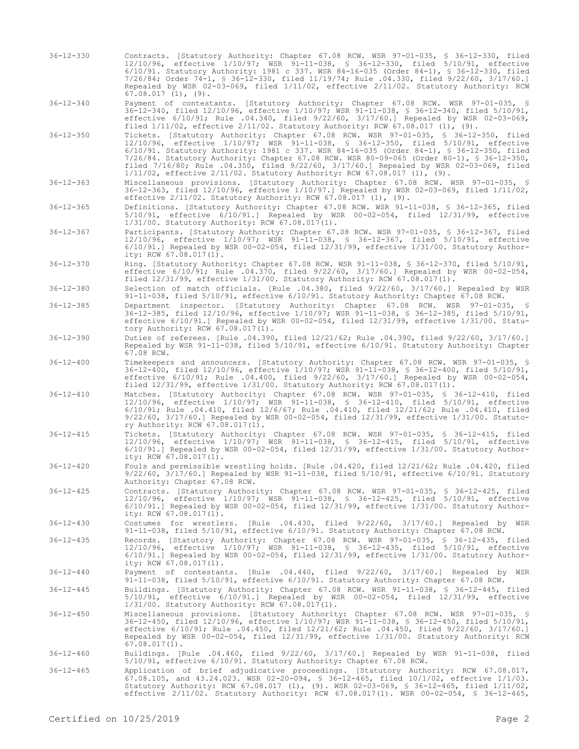36-12-330 Contracts. [Statutory Authority: Chapter 67.08 RCW. WSR 97-01-035, § 36-12-330, filed 12/10/96, effective 1/10/97; WSR 91-11-038, § 36-12-330, filed 5/10/91, effective 6/10/91. Statutory Authority: 1981 c 337. WSR 84-16-035 (Order 84-1), § 36-12-330, filed 7/26/84; Order 74-1, § 36-12-330, filed 11/19/74; Rule .04.330, filed 9/22/60, 3/17/60.] Repealed by WSR 02-03-069, filed 1/11/02, effective 2/11/02. Statutory Authority: RCW 67.08.017 (1), (9).

36-12-340 Payment of contestants. [Statutory Authority: Chapter 67.08 RCW. WSR 97-01-035, § 36-12-340, filed 12/10/96, effective 1/10/97; WSR 91-11-038, § 36-12-340, filed 5/10/91, effective 6/10/91; Rule .04.340, filed 9/22/60, 3/17/60.] Repealed by WSR 02-03-069, filed 1/11/02, effective 2/11/02. Statutory Authority: RCW 67.08.017 (1), (9).

36-12-350 Tickets. [Statutory Authority: Chapter 67.08 RCW. WSR 97-01-035, § 36-12-350, filed 12/10/96, effective 1/10/97; WSR 91-11-038, § 36-12-350, filed 5/10/91, effective 6/10/91. Statutory Authority: 1981 c 337. WSR 84-16-035 (Order 84-1), § 36-12-350, filed 7/26/84. Statutory Authority: Chapter 67.08 RCW. WSR 80-09-065 (Order 80-1), § 36-12-350, filed 7/16/80; Rule .04.350, filed 9/22/60, 3/17/60.] Repealed by WSR 02-03-069, filed 1/11/02, effective 2/11/02. Statutory Authority: RCW 67.08.017 (1), (9).

36-12-363 Miscellaneous provisions. [Statutory Authority: Chapter 67.08 RCW. WSR 97-01-035, § 36-12-363, filed 12/10/96, effective 1/10/97.] Repealed by WSR 02-03-069, filed 1/11/02, effective 2/11/02. Statutory Authority: RCW 67.08.017 (1), (9).

36-12-365 Definitions. [Statutory Authority: Chapter 67.08 RCW. WSR 91-11-038, § 36-12-365, filed 5/10/91, effective 6/10/91.] Repealed by WSR 00-02-054, filed 12/31/99, effective 1/31/00. Statutory Authority: RCW 67.08.017(1).

36-12-367 Participants. [Statutory Authority: Chapter 67.08 RCW. WSR 97-01-035, § 36-12-367, filed 12/10/96, effective 1/10/97; WSR 91-11-038, § 36-12-367, filed 5/10/91, effective 6/10/91.] Repealed by WSR 00-02-054, filed 12/31/99, effective 1/31/00. Statutory Authority: RCW 67.08.017(1).

36-12-370 Ring. [Statutory Authority: Chapter 67.08 RCW. WSR 91-11-038, § 36-12-370, filed 5/10/91, effective 6/10/91; Rule .04.370, filed 9/22/60, 3/17/60.] Repealed by WSR 00-02-054, filed 12/31/99, effective 1/31/00. Statutory Authority: RCW 67.08.017(1).

36-12-380 Selection of match officials. [Rule .04.380, filed 9/22/60, 3/17/60.] Repealed by WSR 91-11-038, filed 5/10/91, effective 6/10/91. Statutory Authority: Chapter 67.08 RCW.

36-12-385 Department inspector. [Statutory Authority: Chapter 67.08 RCW. WSR 97-01-035, § 36-12-385, filed 12/10/96, effective 1/10/97; WSR 91-11-038, § 36-12-385, filed 5/10/91, effective 6/10/91.] Repealed by WSR 00-02-054, filed 12/31/99, effective 1/31/00. Statutory Authority: RCW 67.08.017(1).

36-12-390 Duties of referees. [Rule .04.390, filed 12/21/62; Rule .04.390, filed 9/22/60, 3/17/60.] Repealed by WSR 91-11-038, filed 5/10/91, effective 6/10/91. Statutory Authority: Chapter 67.08 RCW.

36-12-400 Timekeepers and announcers. [Statutory Authority: Chapter 67.08 RCW. WSR 97-01-035, § 36-12-400, filed 12/10/96, effective 1/10/97; WSR 91-11-038, § 36-12-400, filed 5/10/91, effective 6/10/91; Rule .04.400, filed 9/22/60, 3/17/60.] Repealed by WSR 00-02-054, filed 12/31/99, effective 1/31/00. Statutory Authority: RCW 67.08.017(1).

36-12-410 Matches. [Statutory Authority: Chapter 67.08 RCW. WSR 97-01-035, § 36-12-410, filed 12/10/96, effective 1/10/97; WSR 91-11-038, § 36-12-410, filed 5/10/91, effective 6/10/91; Rule .04.410, filed 12/6/67; Rule .04.410, filed 12/21/62; Rule .04.410, filed 9/22/60, 3/17/60.] Repealed by WSR 00-02-054, filed 12/31/99, effective 1/31/00. Statutory Authority: RCW 67.08.017(1).

36-12-415 Tickets. [Statutory Authority: Chapter 67.08 RCW. WSR 97-01-035, § 36-12-415, filed 12/10/96, effective 1/10/97; WSR 91-11-038, § 36-12-415, filed 5/10/91, effective 6/10/91.] Repealed by WSR 00-02-054, filed 12/31/99, effective 1/31/00. Statutory Authority: RCW 67.08.017(1).

36-12-420 Fouls and permissible wrestling holds. [Rule .04.420, filed 12/21/62; Rule .04.420, filed 9/22/60, 3/17/60.] Repealed by WSR 91-11-038, filed 5/10/91, effective 6/10/91. Statutory Authority: Chapter 67.08 RCW.

36-12-425 Contracts. [Statutory Authority: Chapter 67.08 RCW. WSR 97-01-035, § 36-12-425, filed 12/10/96, effective 1/10/97; WSR 91-11-038, § 36-12-425, filed 5/10/91, effective 6/10/91.] Repealed by WSR 00-02-054, filed 12/31/99, effective 1/31/00. Statutory Authority: RCW 67.08.017(1).

36-12-430 Costumes for wrestlers. [Rule .04.430, filed 9/22/60, 3/17/60.] Repealed by WSR 91-11-038, filed 5/10/91, effective 6/10/91. Statutory Authority: Chapter 67.08 RCW.

36-12-435 Records. [Statutory Authority: Chapter 67.08 RCW. WSR 97-01-035, § 36-12-435, filed 12/10/96, effective 1/10/97; WSR 91-11-038, § 36-12-435, filed 5/10/91, effective 6/10/91.] Repealed by WSR 00-02-054, filed 12/31/99, effective 1/31/00. Statutory Authority: RCW 67.08.017(1).

36-12-440 Payment of contestants. [Rule .04.440, filed 9/22/60, 3/17/60.] Repealed by WSR 91-11-038, filed 5/10/91, effective 6/10/91. Statutory Authority: Chapter 67.08 RCW.

36-12-445 Buildings. [Statutory Authority: Chapter 67.08 RCW. WSR 91-11-038, § 36-12-445, filed 5/10/91, effective 6/10/91.] Repealed by WSR 00-02-054, filed 12/31/99, effective 1/31/00. Statutory Authority: RCW 67.08.017(1).

36-12-450 Miscellaneous provisions. [Statutory Authority: Chapter 67.08 RCW. WSR 97-01-035, § 36-12-450, filed 12/10/96, effective 1/10/97; WSR 91-11-038, § 36-12-450, filed 5/10/91, effective 6/10/91; Rule .04.450, filed 12/21/62; Rule .04.450, filed 9/22/60, 3/17/60.] Repealed by WSR 00-02-054, filed 12/31/99, effective 1/31/00. Statutory Authority: RCW 67.08.017(1).

36-12-460 Buildings. [Rule .04.460, filed 9/22/60, 3/17/60.] Repealed by WSR 91-11-038, filed 5/10/91, effective 6/10/91. Statutory Authority: Chapter 67.08 RCW.

36-12-465 Application of brief adjudicative proceedings. [Statutory Authority: RCW 67.08.017, 67.08.105, and 43.24.023. WSR 02-20-094, § 36-12-465, filed 10/1/02, effective 1/1/03. Statutory Authority: RCW 67.08.017 (1), (9). WSR 02-03-069, § 36-12-465, filed 1/11/02, effective 2/11/02. Statutory Authority: RCW 67.08.017(1). WSR 00-02-054, § 36-12-465,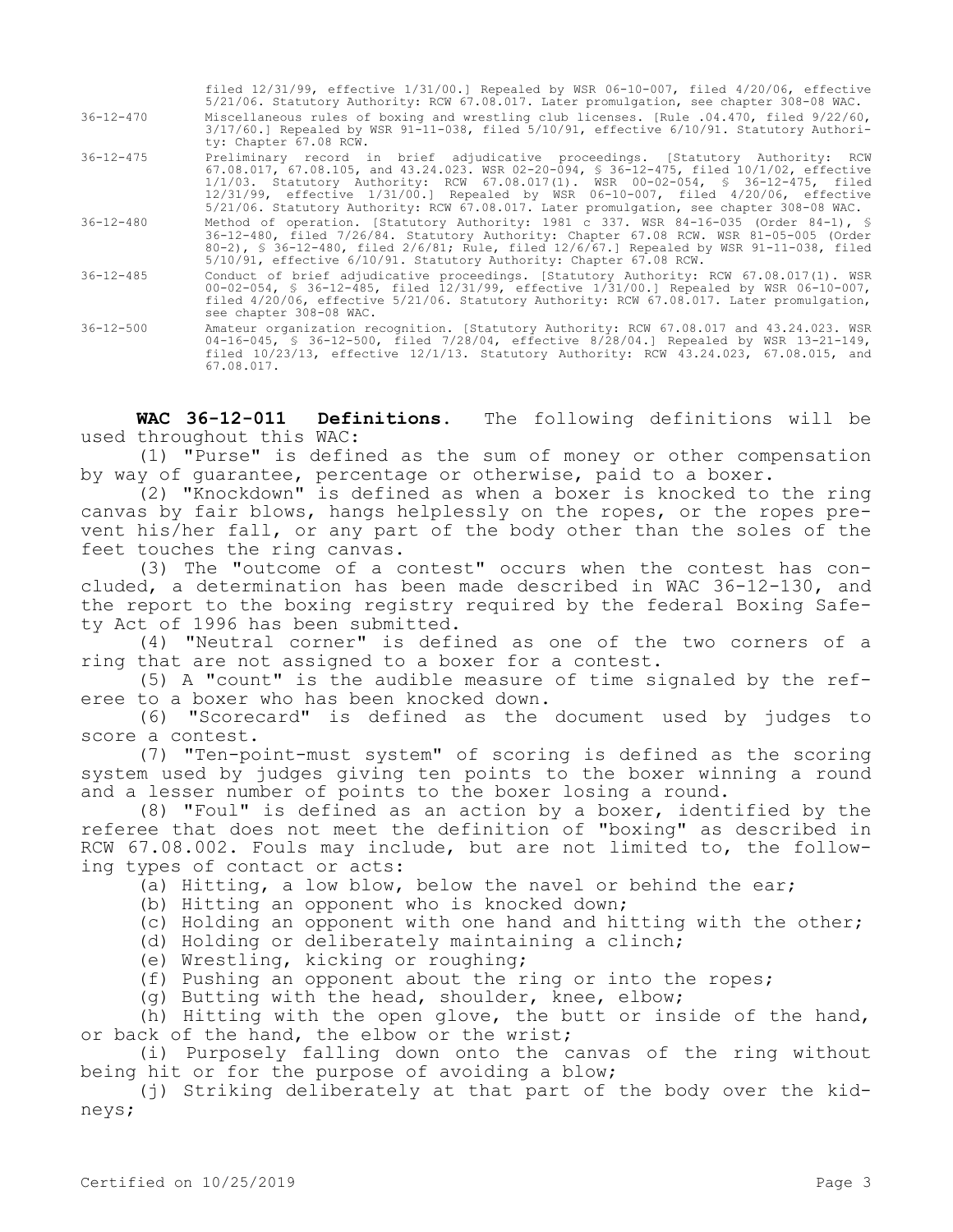| | |
|---|---|
| | filed 12/31/99, effective 1/31/00.] Repealed by WSR 06-10-007, filed 4/20/06, effective 5/21/06. Statutory Authority: RCW 67.08.017. Later promulgation, see chapter 308-08 WAC. |
| 36-12-470 | Miscellaneous rules of boxing and wrestling club licenses. [Rule .04.470, filed 9/22/60, 3/17/60.] Repealed by WSR 91-11-038, filed 5/10/91, effective 6/10/91. Statutory Authority: Chapter 67.08 RCW. |
| 36-12-475 | Preliminary record in brief adjudicative proceedings. [Statutory Authority: RCW 67.08.017, 67.08.105, and 43.24.023. WSR 02-20-094, § 36-12-475, filed 10/1/02, effective 1/1/03. Statutory Authority: RCW 67.08.017(1). WSR 00-02-054, § 36-12-475, filed 12/31/99, effective 1/31/00.] Repealed by WSR 06-10-007, filed 4/20/06, effective 5/21/06. Statutory Authority: RCW 67.08.017. Later promulgation, see chapter 308-08 WAC. |
| 36-12-480 | Method of operation. [Statutory Authority: 1981 c 337. WSR 84-16-035 (Order 84-1), § 36-12-480, filed 7/26/84. Statutory Authority: Chapter 67.08 RCW. WSR 81-05-005 (Order 80-2), § 36-12-480, filed 2/6/81; Rule, filed 12/6/67.] Repealed by WSR 91-11-038, filed 5/10/91, effective 6/10/91. Statutory Authority: Chapter 67.08 RCW. |
| 36-12-485 | Conduct of brief adjudicative proceedings. [Statutory Authority: RCW 67.08.017(1). WSR 00-02-054, § 36-12-485, filed 12/31/99, effective 1/31/00.] Repealed by WSR 06-10-007, filed 4/20/06, effective 5/21/06. Statutory Authority: RCW 67.08.017. Later promulgation, see chapter 308-08 WAC. |
| 36-12-500 | Amateur organization recognition. [Statutory Authority: RCW 67.08.017 and 43.24.023. WSR 04-16-045, § 36-12-500, filed 7/28/04, effective 8/28/04.] Repealed by WSR 13-21-149, filed 10/23/13, effective 12/1/13. Statutory Authority: RCW 43.24.023, 67.08.015, and 67.08.017. |

**WAC 36-12-011 Definitions.** The following definitions will be used throughout this WAC:

(1) "Purse" is defined as the sum of money or other compensation by way of guarantee, percentage or otherwise, paid to a boxer.

(2) "Knockdown" is defined as when a boxer is knocked to the ring canvas by fair blows, hangs helplessly on the ropes, or the ropes prevent his/her fall, or any part of the body other than the soles of the feet touches the ring canvas.

(3) The "outcome of a contest" occurs when the contest has concluded, a determination has been made described in WAC 36-12-130, and the report to the boxing registry required by the federal Boxing Safety Act of 1996 has been submitted.

(4) "Neutral corner" is defined as one of the two corners of a ring that are not assigned to a boxer for a contest.

(5) A "count" is the audible measure of time signaled by the referee to a boxer who has been knocked down.

(6) "Scorecard" is defined as the document used by judges to score a contest.

(7) "Ten-point-must system" of scoring is defined as the scoring system used by judges giving ten points to the boxer winning a round and a lesser number of points to the boxer losing a round.

(8) "Foul" is defined as an action by a boxer, identified by the referee that does not meet the definition of "boxing" as described in RCW 67.08.002. Fouls may include, but are not limited to, the following types of contact or acts:

(a) Hitting, a low blow, below the navel or behind the ear;

(b) Hitting an opponent who is knocked down;

(c) Holding an opponent with one hand and hitting with the other;

(d) Holding or deliberately maintaining a clinch;

(e) Wrestling, kicking or roughing;

(f) Pushing an opponent about the ring or into the ropes;

(g) Butting with the head, shoulder, knee, elbow;

(h) Hitting with the open glove, the butt or inside of the hand, or back of the hand, the elbow or the wrist;

(i) Purposely falling down onto the canvas of the ring without being hit or for the purpose of avoiding a blow;

(j) Striking deliberately at that part of the body over the kidneys;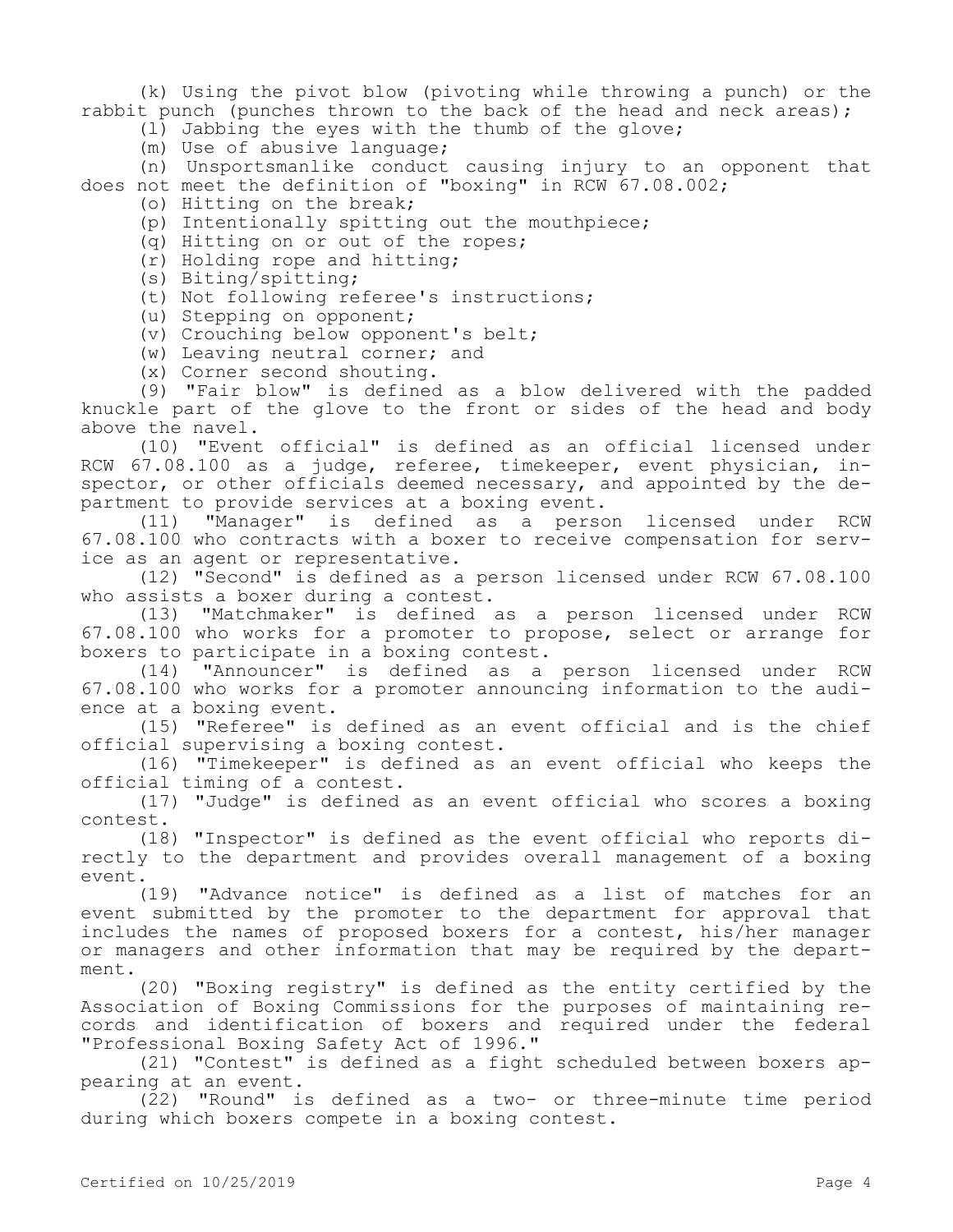(k) Using the pivot blow (pivoting while throwing a punch) or the rabbit punch (punches thrown to the back of the head and neck areas);

(l) Jabbing the eyes with the thumb of the glove;

(m) Use of abusive language;

(n) Unsportsmanlike conduct causing injury to an opponent that does not meet the definition of "boxing" in RCW 67.08.002;

(o) Hitting on the break;

(p) Intentionally spitting out the mouthpiece;

(q) Hitting on or out of the ropes;

(r) Holding rope and hitting;

(s) Biting/spitting;

(t) Not following referee's instructions;

(u) Stepping on opponent;

(v) Crouching below opponent's belt;

(w) Leaving neutral corner; and

(x) Corner second shouting.

(9) "Fair blow" is defined as a blow delivered with the padded knuckle part of the glove to the front or sides of the head and body above the navel.

(10) "Event official" is defined as an official licensed under RCW 67.08.100 as a judge, referee, timekeeper, event physician, inspector, or other officials deemed necessary, and appointed by the department to provide services at a boxing event.

(11) "Manager" is defined as a person licensed under RCW 67.08.100 who contracts with a boxer to receive compensation for service as an agent or representative.

(12) "Second" is defined as a person licensed under RCW 67.08.100 who assists a boxer during a contest.

(13) "Matchmaker" is defined as a person licensed under RCW 67.08.100 who works for a promoter to propose, select or arrange for boxers to participate in a boxing contest.

(14) "Announcer" is defined as a person licensed under RCW 67.08.100 who works for a promoter announcing information to the audience at a boxing event.

(15) "Referee" is defined as an event official and is the chief official supervising a boxing contest.

(16) "Timekeeper" is defined as an event official who keeps the official timing of a contest.

(17) "Judge" is defined as an event official who scores a boxing contest.

(18) "Inspector" is defined as the event official who reports directly to the department and provides overall management of a boxing event.

(19) "Advance notice" is defined as a list of matches for an event submitted by the promoter to the department for approval that includes the names of proposed boxers for a contest, his/her manager or managers and other information that may be required by the department.

(20) "Boxing registry" is defined as the entity certified by the Association of Boxing Commissions for the purposes of maintaining records and identification of boxers and required under the federal "Professional Boxing Safety Act of 1996."

(21) "Contest" is defined as a fight scheduled between boxers appearing at an event.

(22) "Round" is defined as a two- or three-minute time period during which boxers compete in a boxing contest.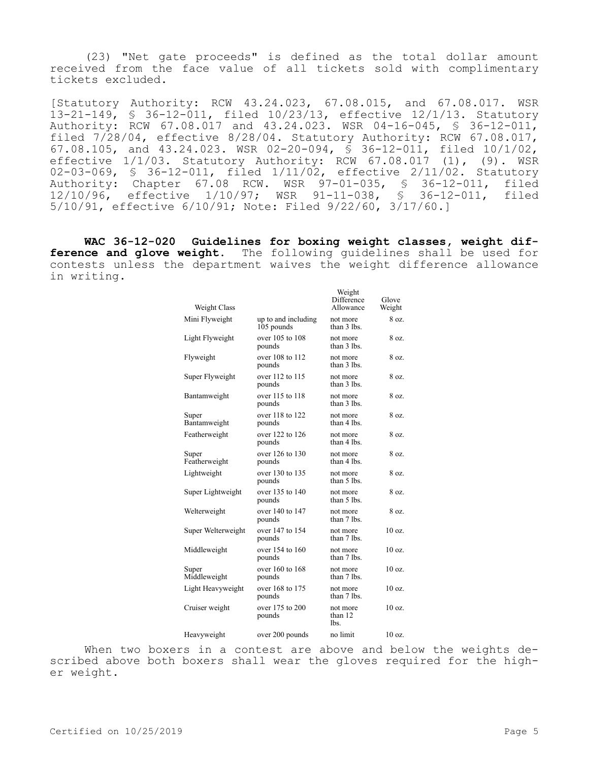(23) "Net gate proceeds" is defined as the total dollar amount received from the face value of all tickets sold with complimentary tickets excluded.

[Statutory Authority: RCW 43.24.023, 67.08.015, and 67.08.017. WSR 13-21-149, § 36-12-011, filed 10/23/13, effective 12/1/13. Statutory Authority: RCW 67.08.017 and 43.24.023. WSR 04-16-045, § 36-12-011, filed 7/28/04, effective 8/28/04. Statutory Authority: RCW 67.08.017, 67.08.105, and 43.24.023. WSR 02-20-094, § 36-12-011, filed 10/1/02, effective 1/1/03. Statutory Authority: RCW 67.08.017 (1), (9). WSR 02-03-069, § 36-12-011, filed 1/11/02, effective 2/11/02. Statutory Authority: Chapter 67.08 RCW. WSR 97-01-035, § 36-12-011, filed 12/10/96, effective 1/10/97; WSR 91-11-038, § 36-12-011, filed 5/10/91, effective 6/10/91; Note: Filed 9/22/60, 3/17/60.]

**WAC 36-12-020 Guidelines for boxing weight classes, weight difference and glove weight.** The following guidelines shall be used for contests unless the department waives the weight difference allowance in writing.

| Weight Class | | Weight Difference Allowance | Glove Weight |
|---|---|---|---|
| Mini Flyweight | up to and including 105 pounds | not more than 3 lbs. | 8 oz. |
| Light Flyweight | over 105 to 108 pounds | not more than 3 lbs. | 8 oz. |
| Flyweight | over 108 to 112 pounds | not more than 3 lbs. | 8 oz. |
| Super Flyweight | over 112 to 115 pounds | not more than 3 lbs. | 8 oz. |
| Bantamweight | over 115 to 118 pounds | not more than 3 lbs. | 8 oz. |
| Super Bantamweight | over 118 to 122 pounds | not more than 4 lbs. | 8 oz. |
| Featherweight | over 122 to 126 pounds | not more than 4 lbs. | 8 oz. |
| Super Featherweight | over 126 to 130 pounds | not more than 4 lbs. | 8 oz. |
| Lightweight | over 130 to 135 pounds | not more than 5 lbs. | 8 oz. |
| Super Lightweight | over 135 to 140 pounds | not more than 5 lbs. | 8 oz. |
| Welterweight | over 140 to 147 pounds | not more than 7 lbs. | 8 oz. |
| Super Welterweight | over 147 to 154 pounds | not more than 7 lbs. | 10 oz. |
| Middleweight | over 154 to 160 pounds | not more than 7 lbs. | 10 oz. |
| Super Middleweight | over 160 to 168 pounds | not more than 7 lbs. | 10 oz. |
| Light Heavyweight | over 168 to 175 pounds | not more than 7 lbs. | 10 oz. |
| Cruiser weight | over 175 to 200 pounds | not more than 12 lbs. | 10 oz. |
| Heavyweight | over 200 pounds | no limit | 10 oz. |

When two boxers in a contest are above and below the weights described above both boxers shall wear the gloves required for the higher weight.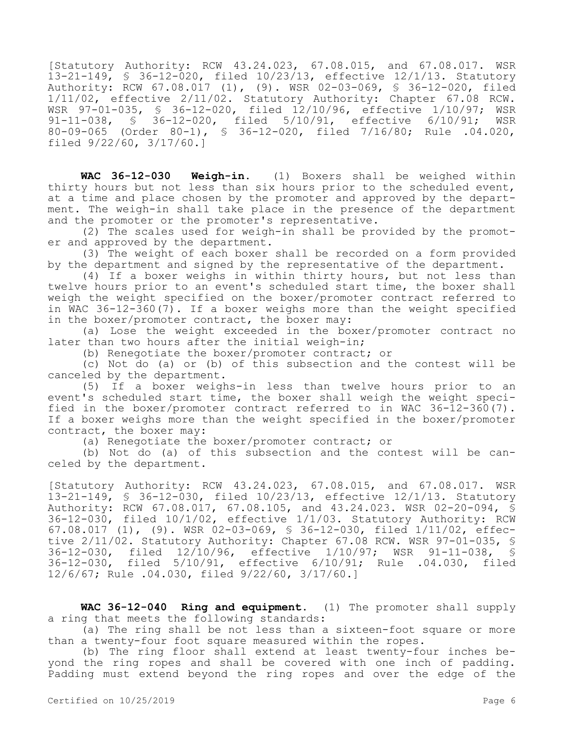[Statutory Authority: RCW 43.24.023, 67.08.015, and 67.08.017. WSR 13-21-149, § 36-12-020, filed 10/23/13, effective 12/1/13. Statutory Authority: RCW 67.08.017 (1), (9). WSR 02-03-069, § 36-12-020, filed 1/11/02, effective 2/11/02. Statutory Authority: Chapter 67.08 RCW. WSR 97-01-035, § 36-12-020, filed 12/10/96, effective 1/10/97; WSR 91-11-038, § 36-12-020, filed 5/10/91, effective 6/10/91; WSR 80-09-065 (Order 80-1), § 36-12-020, filed 7/16/80; Rule .04.020, filed 9/22/60, 3/17/60.]

**WAC 36-12-030 Weigh-in.** (1) Boxers shall be weighed within thirty hours but not less than six hours prior to the scheduled event, at a time and place chosen by the promoter and approved by the department. The weigh-in shall take place in the presence of the department and the promoter or the promoter's representative.

(2) The scales used for weigh-in shall be provided by the promoter and approved by the department.

(3) The weight of each boxer shall be recorded on a form provided by the department and signed by the representative of the department.

(4) If a boxer weighs in within thirty hours, but not less than twelve hours prior to an event's scheduled start time, the boxer shall weigh the weight specified on the boxer/promoter contract referred to in WAC 36-12-360(7). If a boxer weighs more than the weight specified in the boxer/promoter contract, the boxer may:

(a) Lose the weight exceeded in the boxer/promoter contract no later than two hours after the initial weigh-in;

(b) Renegotiate the boxer/promoter contract; or

(c) Not do (a) or (b) of this subsection and the contest will be canceled by the department.

(5) If a boxer weighs-in less than twelve hours prior to an event's scheduled start time, the boxer shall weigh the weight specified in the boxer/promoter contract referred to in WAC 36-12-360(7). If a boxer weighs more than the weight specified in the boxer/promoter contract, the boxer may:

(a) Renegotiate the boxer/promoter contract; or

(b) Not do (a) of this subsection and the contest will be canceled by the department.

[Statutory Authority: RCW 43.24.023, 67.08.015, and 67.08.017. WSR 13-21-149, § 36-12-030, filed 10/23/13, effective 12/1/13. Statutory Authority: RCW 67.08.017, 67.08.105, and 43.24.023. WSR 02-20-094, § 36-12-030, filed 10/1/02, effective 1/1/03. Statutory Authority: RCW 67.08.017 (1), (9). WSR 02-03-069, § 36-12-030, filed 1/11/02, effective 2/11/02. Statutory Authority: Chapter 67.08 RCW. WSR 97-01-035, § 36-12-030, filed 12/10/96, effective 1/10/97; WSR 91-11-038, § 36-12-030, filed 5/10/91, effective 6/10/91; Rule .04.030, filed 12/6/67; Rule .04.030, filed 9/22/60, 3/17/60.]

**WAC 36-12-040 Ring and equipment.** (1) The promoter shall supply a ring that meets the following standards:

(a) The ring shall be not less than a sixteen-foot square or more than a twenty-four foot square measured within the ropes.

(b) The ring floor shall extend at least twenty-four inches beyond the ring ropes and shall be covered with one inch of padding. Padding must extend beyond the ring ropes and over the edge of the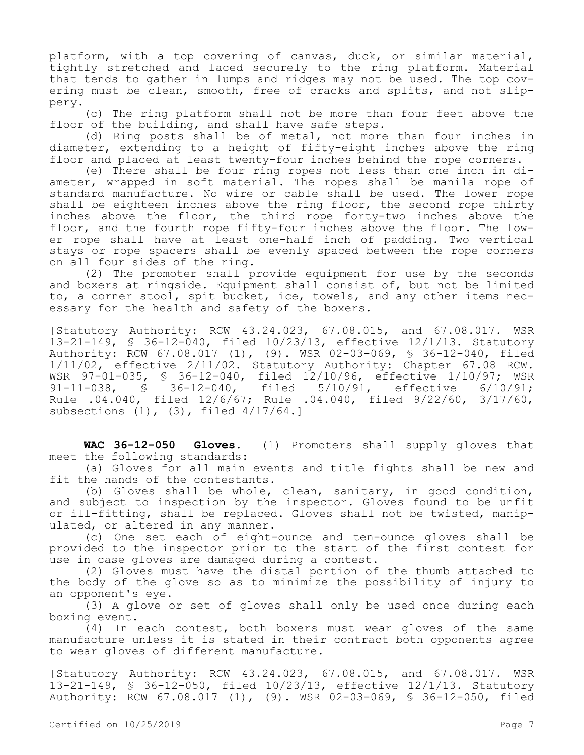platform, with a top covering of canvas, duck, or similar material, tightly stretched and laced securely to the ring platform. Material that tends to gather in lumps and ridges may not be used. The top covering must be clean, smooth, free of cracks and splits, and not slippery.

(c) The ring platform shall not be more than four feet above the floor of the building, and shall have safe steps.

(d) Ring posts shall be of metal, not more than four inches in diameter, extending to a height of fifty-eight inches above the ring floor and placed at least twenty-four inches behind the rope corners.

(e) There shall be four ring ropes not less than one inch in diameter, wrapped in soft material. The ropes shall be manila rope of standard manufacture. No wire or cable shall be used. The lower rope shall be eighteen inches above the ring floor, the second rope thirty inches above the floor, the third rope forty-two inches above the floor, and the fourth rope fifty-four inches above the floor. The lower rope shall have at least one-half inch of padding. Two vertical stays or rope spacers shall be evenly spaced between the rope corners on all four sides of the ring.

(2) The promoter shall provide equipment for use by the seconds and boxers at ringside. Equipment shall consist of, but not be limited to, a corner stool, spit bucket, ice, towels, and any other items necessary for the health and safety of the boxers.

[Statutory Authority: RCW 43.24.023, 67.08.015, and 67.08.017. WSR 13-21-149, § 36-12-040, filed 10/23/13, effective 12/1/13. Statutory Authority: RCW 67.08.017 (1), (9). WSR 02-03-069, § 36-12-040, filed 1/11/02, effective 2/11/02. Statutory Authority: Chapter 67.08 RCW. WSR 97-01-035, § 36-12-040, filed 12/10/96, effective 1/10/97; WSR 91-11-038, § 36-12-040, filed 5/10/91, effective 6/10/91; Rule .04.040, filed 12/6/67; Rule .04.040, filed 9/22/60, 3/17/60, subsections (1), (3), filed 4/17/64.]

**WAC 36-12-050 Gloves.** (1) Promoters shall supply gloves that meet the following standards:

(a) Gloves for all main events and title fights shall be new and fit the hands of the contestants.

(b) Gloves shall be whole, clean, sanitary, in good condition, and subject to inspection by the inspector. Gloves found to be unfit or ill-fitting, shall be replaced. Gloves shall not be twisted, manipulated, or altered in any manner.

(c) One set each of eight-ounce and ten-ounce gloves shall be provided to the inspector prior to the start of the first contest for use in case gloves are damaged during a contest.

(2) Gloves must have the distal portion of the thumb attached to the body of the glove so as to minimize the possibility of injury to an opponent's eye.

(3) A glove or set of gloves shall only be used once during each boxing event.

(4) In each contest, both boxers must wear gloves of the same manufacture unless it is stated in their contract both opponents agree to wear gloves of different manufacture.

[Statutory Authority: RCW 43.24.023, 67.08.015, and 67.08.017. WSR 13-21-149, § 36-12-050, filed 10/23/13, effective 12/1/13. Statutory Authority: RCW 67.08.017 (1), (9). WSR 02-03-069, § 36-12-050, filed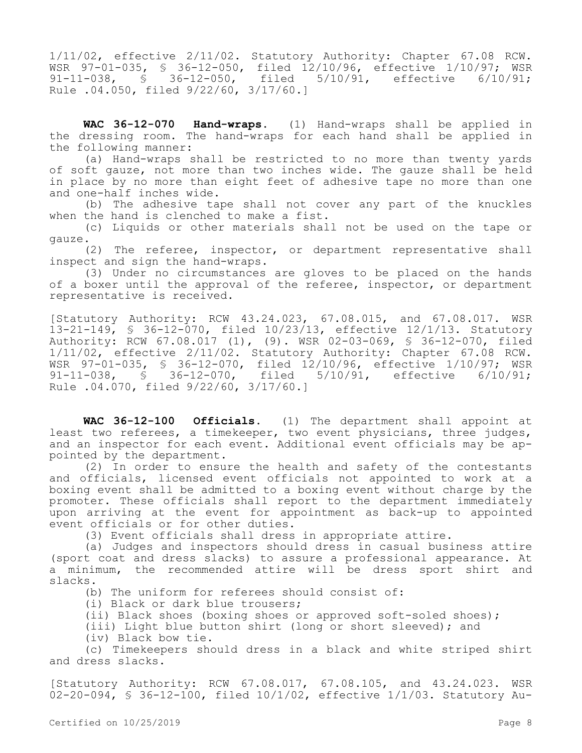1/11/02, effective 2/11/02. Statutory Authority: Chapter 67.08 RCW. WSR 97-01-035, § 36-12-050, filed 12/10/96, effective 1/10/97; WSR 91-11-038, § 36-12-050, filed 5/10/91, effective 6/10/91; Rule .04.050, filed 9/22/60, 3/17/60.]

**WAC 36-12-070 Hand-wraps.** (1) Hand-wraps shall be applied in the dressing room. The hand-wraps for each hand shall be applied in the following manner:

(a) Hand-wraps shall be restricted to no more than twenty yards of soft gauze, not more than two inches wide. The gauze shall be held in place by no more than eight feet of adhesive tape no more than one and one-half inches wide.

(b) The adhesive tape shall not cover any part of the knuckles when the hand is clenched to make a fist.

(c) Liquids or other materials shall not be used on the tape or gauze.

(2) The referee, inspector, or department representative shall inspect and sign the hand-wraps.

(3) Under no circumstances are gloves to be placed on the hands of a boxer until the approval of the referee, inspector, or department representative is received.

[Statutory Authority: RCW 43.24.023, 67.08.015, and 67.08.017. WSR 13-21-149, § 36-12-070, filed 10/23/13, effective 12/1/13. Statutory Authority: RCW 67.08.017 (1), (9). WSR 02-03-069, § 36-12-070, filed 1/11/02, effective 2/11/02. Statutory Authority: Chapter 67.08 RCW. WSR 97-01-035, § 36-12-070, filed 12/10/96, effective 1/10/97; WSR 91-11-038, § 36-12-070, filed 5/10/91, effective 6/10/91; Rule .04.070, filed 9/22/60, 3/17/60.]

**WAC 36-12-100 Officials.** (1) The department shall appoint at least two referees, a timekeeper, two event physicians, three judges, and an inspector for each event. Additional event officials may be appointed by the department.

(2) In order to ensure the health and safety of the contestants and officials, licensed event officials not appointed to work at a boxing event shall be admitted to a boxing event without charge by the promoter. These officials shall report to the department immediately upon arriving at the event for appointment as back-up to appointed event officials or for other duties.

(3) Event officials shall dress in appropriate attire.

(a) Judges and inspectors should dress in casual business attire (sport coat and dress slacks) to assure a professional appearance. At a minimum, the recommended attire will be dress sport shirt and slacks.

(b) The uniform for referees should consist of:

(i) Black or dark blue trousers;

(ii) Black shoes (boxing shoes or approved soft-soled shoes);

(iii) Light blue button shirt (long or short sleeved); and

(iv) Black bow tie.

(c) Timekeepers should dress in a black and white striped shirt and dress slacks.

[Statutory Authority: RCW 67.08.017, 67.08.105, and 43.24.023. WSR 02-20-094, § 36-12-100, filed 10/1/02, effective 1/1/03. Statutory Au-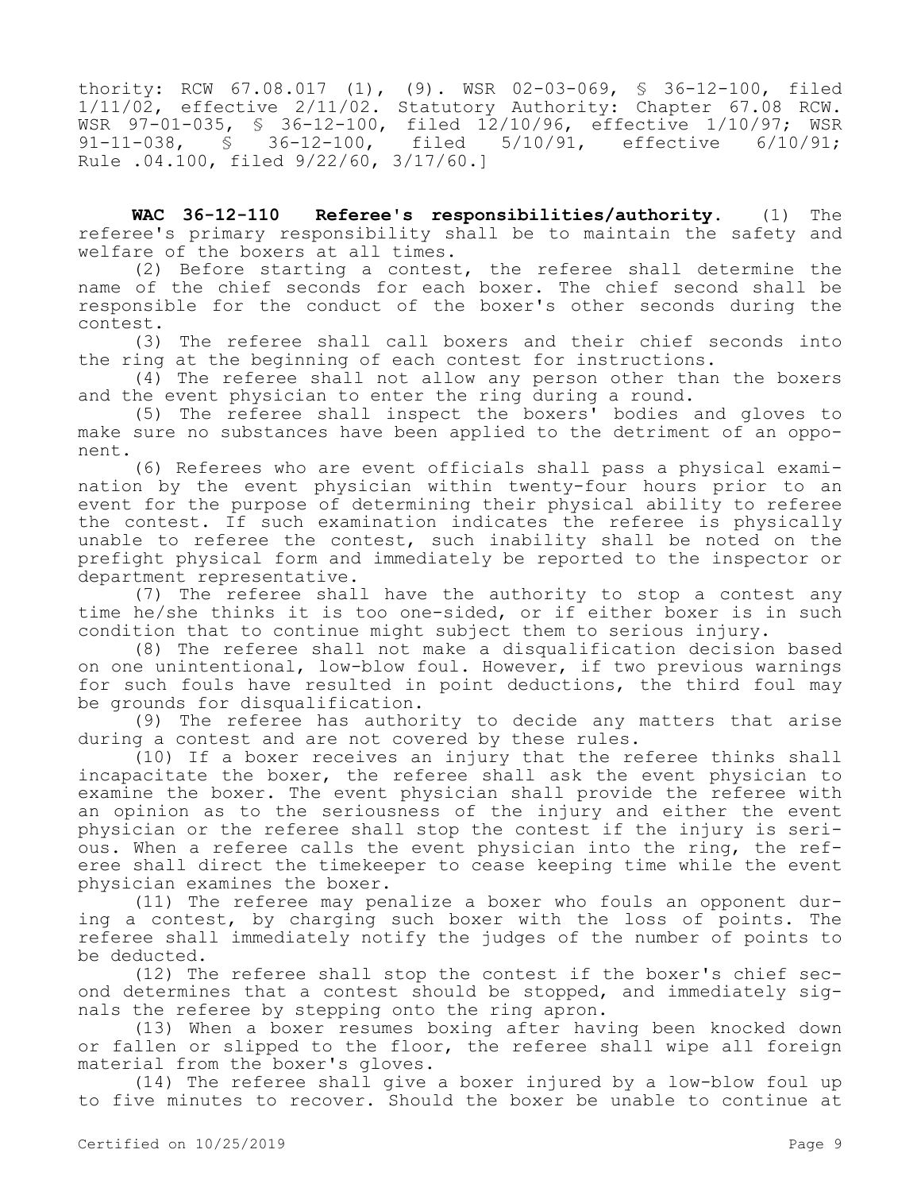thority: RCW 67.08.017 (1), (9). WSR 02-03-069, § 36-12-100, filed 1/11/02, effective 2/11/02. Statutory Authority: Chapter 67.08 RCW. WSR 97-01-035, § 36-12-100, filed 12/10/96, effective 1/10/97; WSR 91-11-038, § 36-12-100, filed 5/10/91, effective 6/10/91; Rule .04.100, filed 9/22/60, 3/17/60.]

**WAC 36-12-110 Referee's responsibilities/authority.** (1) The referee's primary responsibility shall be to maintain the safety and welfare of the boxers at all times.

(2) Before starting a contest, the referee shall determine the name of the chief seconds for each boxer. The chief second shall be responsible for the conduct of the boxer's other seconds during the contest.

(3) The referee shall call boxers and their chief seconds into the ring at the beginning of each contest for instructions.

(4) The referee shall not allow any person other than the boxers and the event physician to enter the ring during a round.

(5) The referee shall inspect the boxers' bodies and gloves to make sure no substances have been applied to the detriment of an opponent.

(6) Referees who are event officials shall pass a physical examination by the event physician within twenty-four hours prior to an event for the purpose of determining their physical ability to referee the contest. If such examination indicates the referee is physically unable to referee the contest, such inability shall be noted on the prefight physical form and immediately be reported to the inspector or department representative.

(7) The referee shall have the authority to stop a contest any time he/she thinks it is too one-sided, or if either boxer is in such condition that to continue might subject them to serious injury.

(8) The referee shall not make a disqualification decision based on one unintentional, low-blow foul. However, if two previous warnings for such fouls have resulted in point deductions, the third foul may be grounds for disqualification.

(9) The referee has authority to decide any matters that arise during a contest and are not covered by these rules.

(10) If a boxer receives an injury that the referee thinks shall incapacitate the boxer, the referee shall ask the event physician to examine the boxer. The event physician shall provide the referee with an opinion as to the seriousness of the injury and either the event physician or the referee shall stop the contest if the injury is serious. When a referee calls the event physician into the ring, the referee shall direct the timekeeper to cease keeping time while the event physician examines the boxer.

(11) The referee may penalize a boxer who fouls an opponent during a contest, by charging such boxer with the loss of points. The referee shall immediately notify the judges of the number of points to be deducted.

(12) The referee shall stop the contest if the boxer's chief second determines that a contest should be stopped, and immediately signals the referee by stepping onto the ring apron.

(13) When a boxer resumes boxing after having been knocked down or fallen or slipped to the floor, the referee shall wipe all foreign material from the boxer's gloves.

(14) The referee shall give a boxer injured by a low-blow foul up to five minutes to recover. Should the boxer be unable to continue at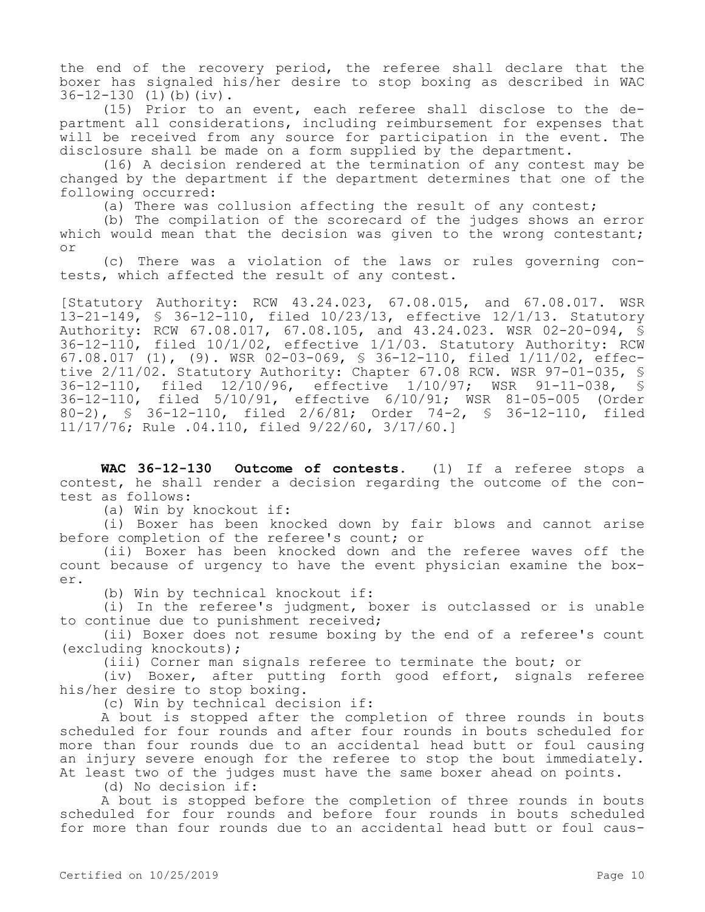the end of the recovery period, the referee shall declare that the boxer has signaled his/her desire to stop boxing as described in WAC 36-12-130 (1)(b)(iv).

(15) Prior to an event, each referee shall disclose to the department all considerations, including reimbursement for expenses that will be received from any source for participation in the event. The disclosure shall be made on a form supplied by the department.

(16) A decision rendered at the termination of any contest may be changed by the department if the department determines that one of the following occurred:

(a) There was collusion affecting the result of any contest;

(b) The compilation of the scorecard of the judges shows an error which would mean that the decision was given to the wrong contestant; or

(c) There was a violation of the laws or rules governing contests, which affected the result of any contest.

[Statutory Authority: RCW 43.24.023, 67.08.015, and 67.08.017. WSR 13-21-149, § 36-12-110, filed 10/23/13, effective 12/1/13. Statutory Authority: RCW 67.08.017, 67.08.105, and 43.24.023. WSR 02-20-094, § 36-12-110, filed 10/1/02, effective 1/1/03. Statutory Authority: RCW 67.08.017 (1), (9). WSR 02-03-069, § 36-12-110, filed 1/11/02, effective 2/11/02. Statutory Authority: Chapter 67.08 RCW. WSR 97-01-035, § 36-12-110, filed 12/10/96, effective 1/10/97; WSR 91-11-038, § 36-12-110, filed 5/10/91, effective 6/10/91; WSR 81-05-005 (Order 80-2), § 36-12-110, filed 2/6/81; Order 74-2, § 36-12-110, filed 11/17/76; Rule .04.110, filed 9/22/60, 3/17/60.]

**WAC 36-12-130 Outcome of contests.** (1) If a referee stops a contest, he shall render a decision regarding the outcome of the contest as follows:

(a) Win by knockout if:

(i) Boxer has been knocked down by fair blows and cannot arise before completion of the referee's count; or

(ii) Boxer has been knocked down and the referee waves off the count because of urgency to have the event physician examine the boxer.

(b) Win by technical knockout if:

(i) In the referee's judgment, boxer is outclassed or is unable to continue due to punishment received;

(ii) Boxer does not resume boxing by the end of a referee's count (excluding knockouts);

(iii) Corner man signals referee to terminate the bout; or

(iv) Boxer, after putting forth good effort, signals referee his/her desire to stop boxing.

(c) Win by technical decision if:

A bout is stopped after the completion of three rounds in bouts scheduled for four rounds and after four rounds in bouts scheduled for more than four rounds due to an accidental head butt or foul causing an injury severe enough for the referee to stop the bout immediately. At least two of the judges must have the same boxer ahead on points.

(d) No decision if:

A bout is stopped before the completion of three rounds in bouts scheduled for four rounds and before four rounds in bouts scheduled for more than four rounds due to an accidental head butt or foul caus-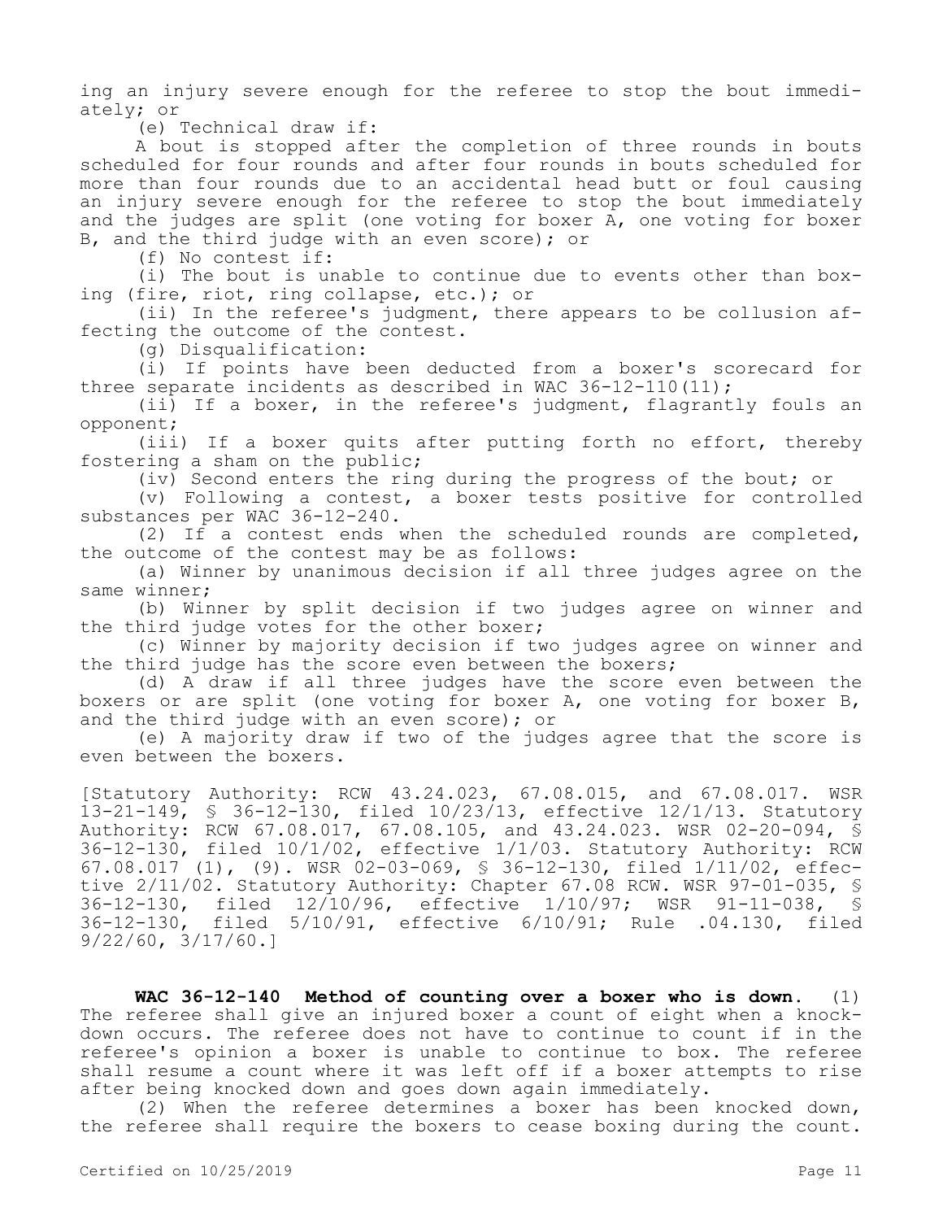ing an injury severe enough for the referee to stop the bout immediately; or

(e) Technical draw if:

A bout is stopped after the completion of three rounds in bouts scheduled for four rounds and after four rounds in bouts scheduled for more than four rounds due to an accidental head butt or foul causing an injury severe enough for the referee to stop the bout immediately and the judges are split (one voting for boxer A, one voting for boxer B, and the third judge with an even score); or

(f) No contest if:

(i) The bout is unable to continue due to events other than boxing (fire, riot, ring collapse, etc.); or

(ii) In the referee's judgment, there appears to be collusion affecting the outcome of the contest.

(g) Disqualification:

(i) If points have been deducted from a boxer's scorecard for three separate incidents as described in WAC 36-12-110(11);

(ii) If a boxer, in the referee's judgment, flagrantly fouls an opponent;

(iii) If a boxer quits after putting forth no effort, thereby fostering a sham on the public;

(iv) Second enters the ring during the progress of the bout; or

(v) Following a contest, a boxer tests positive for controlled substances per WAC 36-12-240.

(2) If a contest ends when the scheduled rounds are completed, the outcome of the contest may be as follows:

(a) Winner by unanimous decision if all three judges agree on the same winner;

(b) Winner by split decision if two judges agree on winner and the third judge votes for the other boxer;

(c) Winner by majority decision if two judges agree on winner and the third judge has the score even between the boxers;

(d) A draw if all three judges have the score even between the boxers or are split (one voting for boxer A, one voting for boxer B, and the third judge with an even score); or

(e) A majority draw if two of the judges agree that the score is even between the boxers.

[Statutory Authority: RCW 43.24.023, 67.08.015, and 67.08.017. WSR 13-21-149, § 36-12-130, filed 10/23/13, effective 12/1/13. Statutory Authority: RCW 67.08.017, 67.08.105, and 43.24.023. WSR 02-20-094, § 36-12-130, filed 10/1/02, effective 1/1/03. Statutory Authority: RCW 67.08.017 (1), (9). WSR 02-03-069, § 36-12-130, filed 1/11/02, effective 2/11/02. Statutory Authority: Chapter 67.08 RCW. WSR 97-01-035, § 36-12-130, filed 12/10/96, effective 1/10/97; WSR 91-11-038, § 36-12-130, filed 5/10/91, effective 6/10/91; Rule .04.130, filed 9/22/60, 3/17/60.]

**WAC 36-12-140 Method of counting over a boxer who is down.** (1) The referee shall give an injured boxer a count of eight when a knockdown occurs. The referee does not have to continue to count if in the referee's opinion a boxer is unable to continue to box. The referee shall resume a count where it was left off if a boxer attempts to rise after being knocked down and goes down again immediately.

(2) When the referee determines a boxer has been knocked down, the referee shall require the boxers to cease boxing during the count.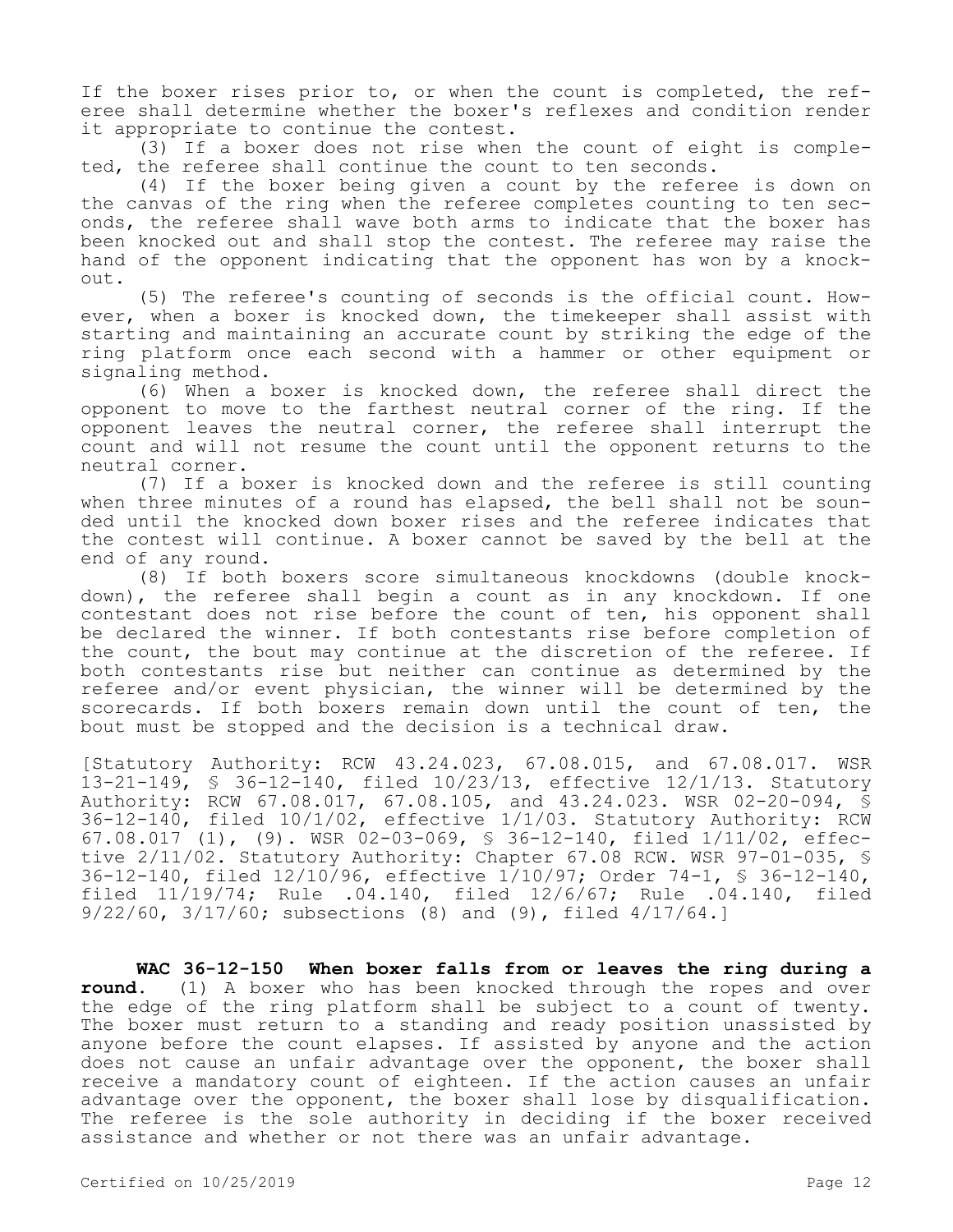If the boxer rises prior to, or when the count is completed, the referee shall determine whether the boxer's reflexes and condition render it appropriate to continue the contest.

(3) If a boxer does not rise when the count of eight is completed, the referee shall continue the count to ten seconds.

(4) If the boxer being given a count by the referee is down on the canvas of the ring when the referee completes counting to ten seconds, the referee shall wave both arms to indicate that the boxer has been knocked out and shall stop the contest. The referee may raise the hand of the opponent indicating that the opponent has won by a knockout.

(5) The referee's counting of seconds is the official count. However, when a boxer is knocked down, the timekeeper shall assist with starting and maintaining an accurate count by striking the edge of the ring platform once each second with a hammer or other equipment or signaling method.

(6) When a boxer is knocked down, the referee shall direct the opponent to move to the farthest neutral corner of the ring. If the opponent leaves the neutral corner, the referee shall interrupt the count and will not resume the count until the opponent returns to the neutral corner.

(7) If a boxer is knocked down and the referee is still counting when three minutes of a round has elapsed, the bell shall not be sounded until the knocked down boxer rises and the referee indicates that the contest will continue. A boxer cannot be saved by the bell at the end of any round.

(8) If both boxers score simultaneous knockdowns (double knockdown), the referee shall begin a count as in any knockdown. If one contestant does not rise before the count of ten, his opponent shall be declared the winner. If both contestants rise before completion of the count, the bout may continue at the discretion of the referee. If both contestants rise but neither can continue as determined by the referee and/or event physician, the winner will be determined by the scorecards. If both boxers remain down until the count of ten, the bout must be stopped and the decision is a technical draw.

[Statutory Authority: RCW 43.24.023, 67.08.015, and 67.08.017. WSR 13-21-149, § 36-12-140, filed 10/23/13, effective 12/1/13. Statutory Authority: RCW 67.08.017, 67.08.105, and 43.24.023. WSR 02-20-094, § 36-12-140, filed 10/1/02, effective 1/1/03. Statutory Authority: RCW 67.08.017 (1), (9). WSR 02-03-069, § 36-12-140, filed 1/11/02, effective 2/11/02. Statutory Authority: Chapter 67.08 RCW. WSR 97-01-035, § 36-12-140, filed 12/10/96, effective 1/10/97; Order 74-1, § 36-12-140, filed 11/19/74; Rule .04.140, filed 12/6/67; Rule .04.140, filed 9/22/60, 3/17/60; subsections (8) and (9), filed 4/17/64.]

**WAC 36-12-150 When boxer falls from or leaves the ring during a round.** (1) A boxer who has been knocked through the ropes and over the edge of the ring platform shall be subject to a count of twenty. The boxer must return to a standing and ready position unassisted by anyone before the count elapses. If assisted by anyone and the action does not cause an unfair advantage over the opponent, the boxer shall receive a mandatory count of eighteen. If the action causes an unfair advantage over the opponent, the boxer shall lose by disqualification. The referee is the sole authority in deciding if the boxer received assistance and whether or not there was an unfair advantage.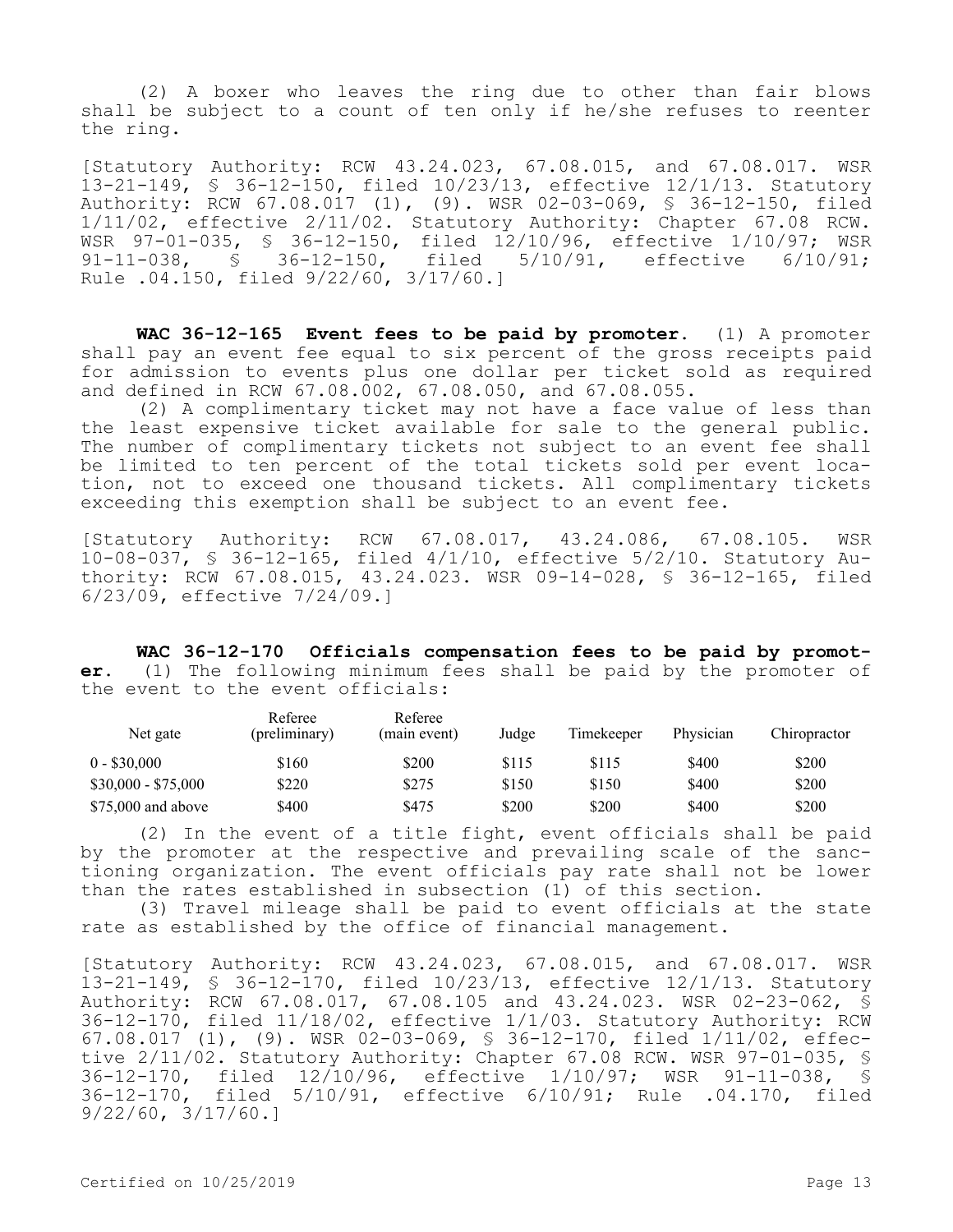(2) A boxer who leaves the ring due to other than fair blows shall be subject to a count of ten only if he/she refuses to reenter the ring.

[Statutory Authority: RCW 43.24.023, 67.08.015, and 67.08.017. WSR 13-21-149, § 36-12-150, filed 10/23/13, effective 12/1/13. Statutory Authority: RCW 67.08.017 (1), (9). WSR 02-03-069, § 36-12-150, filed 1/11/02, effective 2/11/02. Statutory Authority: Chapter 67.08 RCW. WSR 97-01-035, § 36-12-150, filed 12/10/96, effective 1/10/97; WSR 91-11-038, § 36-12-150, filed 5/10/91, effective 6/10/91; Rule .04.150, filed 9/22/60, 3/17/60.]

**WAC 36-12-165 Event fees to be paid by promoter.** (1) A promoter shall pay an event fee equal to six percent of the gross receipts paid for admission to events plus one dollar per ticket sold as required and defined in RCW 67.08.002, 67.08.050, and 67.08.055.

(2) A complimentary ticket may not have a face value of less than the least expensive ticket available for sale to the general public. The number of complimentary tickets not subject to an event fee shall be limited to ten percent of the total tickets sold per event location, not to exceed one thousand tickets. All complimentary tickets exceeding this exemption shall be subject to an event fee.

[Statutory Authority: RCW 67.08.017, 43.24.086, 67.08.105. WSR 10-08-037, § 36-12-165, filed 4/1/10, effective 5/2/10. Statutory Authority: RCW 67.08.015, 43.24.023. WSR 09-14-028, § 36-12-165, filed 6/23/09, effective 7/24/09.]

**WAC 36-12-170 Officials compensation fees to be paid by promoter.** (1) The following minimum fees shall be paid by the promoter of the event to the event officials:

| Net gate | Referee (preliminary) | Referee (main event) | Judge | Timekeeper | Physician | Chiropractor |
|---|---|---|---|---|---|---|
| 0 - $30,000 | $160 | $200 | $115 | $115 | $400 | $200 |
| $30,000 - $75,000 | $220 | $275 | $150 | $150 | $400 | $200 |
| $75,000 and above | $400 | $475 | $200 | $200 | $400 | $200 |

(2) In the event of a title fight, event officials shall be paid by the promoter at the respective and prevailing scale of the sanctioning organization. The event officials pay rate shall not be lower than the rates established in subsection (1) of this section.

(3) Travel mileage shall be paid to event officials at the state rate as established by the office of financial management.

[Statutory Authority: RCW 43.24.023, 67.08.015, and 67.08.017. WSR 13-21-149, § 36-12-170, filed 10/23/13, effective 12/1/13. Statutory Authority: RCW 67.08.017, 67.08.105 and 43.24.023. WSR 02-23-062, § 36-12-170, filed 11/18/02, effective 1/1/03. Statutory Authority: RCW 67.08.017 (1), (9). WSR 02-03-069, § 36-12-170, filed 1/11/02, effective 2/11/02. Statutory Authority: Chapter 67.08 RCW. WSR 97-01-035, § 36-12-170, filed 12/10/96, effective 1/10/97; WSR 91-11-038, § 36-12-170, filed 5/10/91, effective 6/10/91; Rule .04.170, filed 9/22/60, 3/17/60.]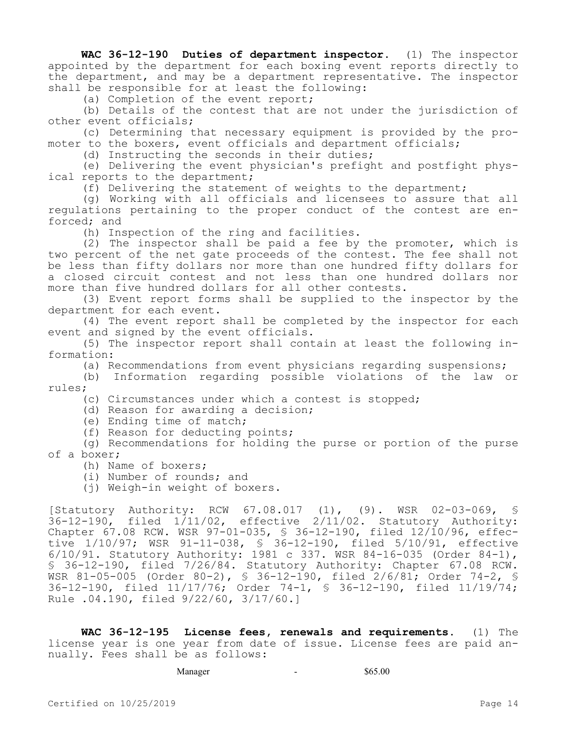**WAC 36-12-190 Duties of department inspector.** (1) The inspector appointed by the department for each boxing event reports directly to the department, and may be a department representative. The inspector shall be responsible for at least the following:

(a) Completion of the event report;

(b) Details of the contest that are not under the jurisdiction of other event officials;

(c) Determining that necessary equipment is provided by the promoter to the boxers, event officials and department officials;

(d) Instructing the seconds in their duties;

(e) Delivering the event physician's prefight and postfight physical reports to the department;

(f) Delivering the statement of weights to the department;

(g) Working with all officials and licensees to assure that all regulations pertaining to the proper conduct of the contest are enforced; and

(h) Inspection of the ring and facilities.

(2) The inspector shall be paid a fee by the promoter, which is two percent of the net gate proceeds of the contest. The fee shall not be less than fifty dollars nor more than one hundred fifty dollars for a closed circuit contest and not less than one hundred dollars nor more than five hundred dollars for all other contests.

(3) Event report forms shall be supplied to the inspector by the department for each event.

(4) The event report shall be completed by the inspector for each event and signed by the event officials.

(5) The inspector report shall contain at least the following information:

(a) Recommendations from event physicians regarding suspensions;

(b) Information regarding possible violations of the law or rules;

(c) Circumstances under which a contest is stopped;

(d) Reason for awarding a decision;

(e) Ending time of match;

(f) Reason for deducting points;

(g) Recommendations for holding the purse or portion of the purse of a boxer;

(h) Name of boxers;

(i) Number of rounds; and

(j) Weigh-in weight of boxers.

[Statutory Authority: RCW 67.08.017 (1), (9). WSR 02-03-069, § 36-12-190, filed 1/11/02, effective 2/11/02. Statutory Authority: Chapter 67.08 RCW. WSR 97-01-035, § 36-12-190, filed 12/10/96, effective 1/10/97; WSR 91-11-038, § 36-12-190, filed 5/10/91, effective 6/10/91. Statutory Authority: 1981 c 337. WSR 84-16-035 (Order 84-1), § 36-12-190, filed 7/26/84. Statutory Authority: Chapter 67.08 RCW. WSR 81-05-005 (Order 80-2), § 36-12-190, filed 2/6/81; Order 74-2, § 36-12-190, filed 11/17/76; Order 74-1, § 36-12-190, filed 11/19/74; Rule .04.190, filed 9/22/60, 3/17/60.]

**WAC 36-12-195 License fees, renewals and requirements.** (1) The license year is one year from date of issue. License fees are paid annually. Fees shall be as follows:

| | | |
|---|---|---|
| Manager | - | \$65.00 |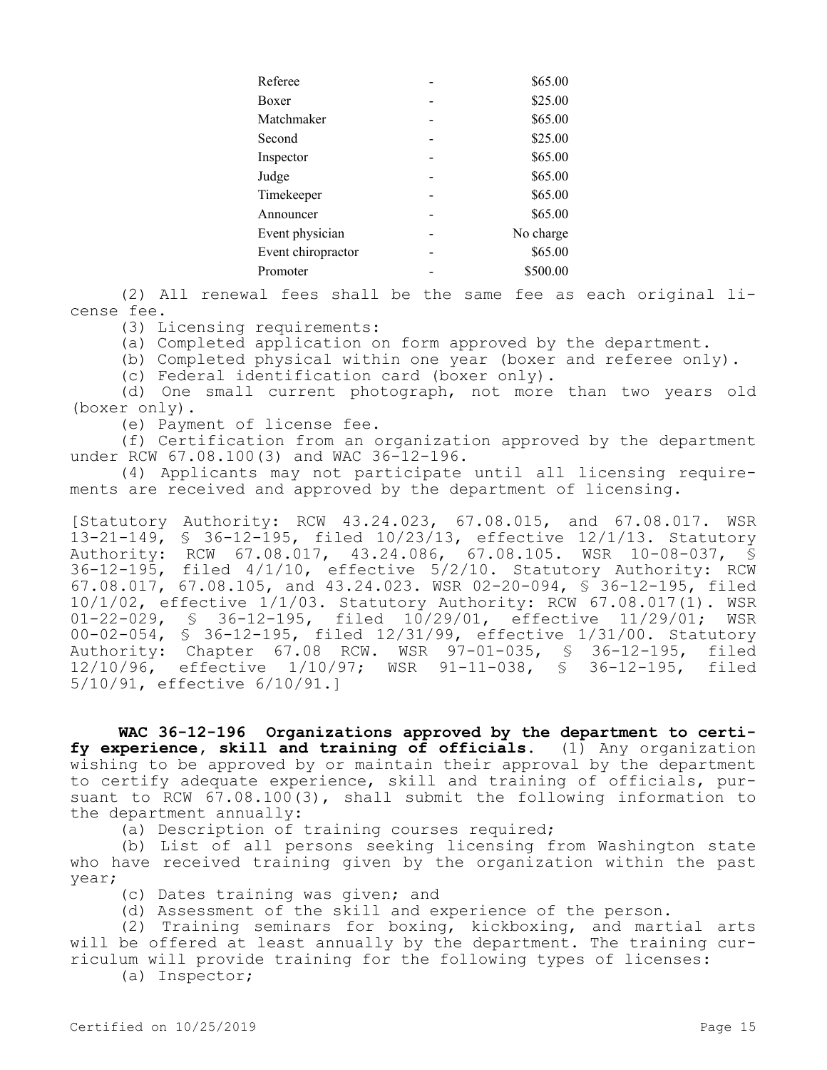| | | |
|---|---|---|
| Referee | - | $65.00 |
| Boxer | - | $25.00 |
| Matchmaker | - | $65.00 |
| Second | - | $25.00 |
| Inspector | - | $65.00 |
| Judge | - | $65.00 |
| Timekeeper | - | $65.00 |
| Announcer | - | $65.00 |
| Event physician | - | No charge |
| Event chiropractor | - | $65.00 |
| Promoter | - | $500.00 |

(2) All renewal fees shall be the same fee as each original license fee.

(3) Licensing requirements:

(a) Completed application on form approved by the department.

(b) Completed physical within one year (boxer and referee only).

(c) Federal identification card (boxer only).

(d) One small current photograph, not more than two years old (boxer only).

(e) Payment of license fee.

(f) Certification from an organization approved by the department under RCW 67.08.100(3) and WAC 36-12-196.

(4) Applicants may not participate until all licensing requirements are received and approved by the department of licensing.

[Statutory Authority: RCW 43.24.023, 67.08.015, and 67.08.017. WSR 13-21-149, § 36-12-195, filed 10/23/13, effective 12/1/13. Statutory Authority: RCW 67.08.017, 43.24.086, 67.08.105. WSR 10-08-037, § 36-12-195, filed 4/1/10, effective 5/2/10. Statutory Authority: RCW 67.08.017, 67.08.105, and 43.24.023. WSR 02-20-094, § 36-12-195, filed 10/1/02, effective 1/1/03. Statutory Authority: RCW 67.08.017(1). WSR 01-22-029, § 36-12-195, filed 10/29/01, effective 11/29/01; WSR 00-02-054, § 36-12-195, filed 12/31/99, effective 1/31/00. Statutory Authority: Chapter 67.08 RCW. WSR 97-01-035, § 36-12-195, filed 12/10/96, effective 1/10/97; WSR 91-11-038, § 36-12-195, filed 5/10/91, effective 6/10/91.]

**WAC 36-12-196 Organizations approved by the department to certify experience, skill and training of officials.** (1) Any organization wishing to be approved by or maintain their approval by the department to certify adequate experience, skill and training of officials, pursuant to RCW 67.08.100(3), shall submit the following information to the department annually:

(a) Description of training courses required;

(b) List of all persons seeking licensing from Washington state who have received training given by the organization within the past year;

(c) Dates training was given; and

(d) Assessment of the skill and experience of the person.

(2) Training seminars for boxing, kickboxing, and martial arts will be offered at least annually by the department. The training curriculum will provide training for the following types of licenses:

(a) Inspector;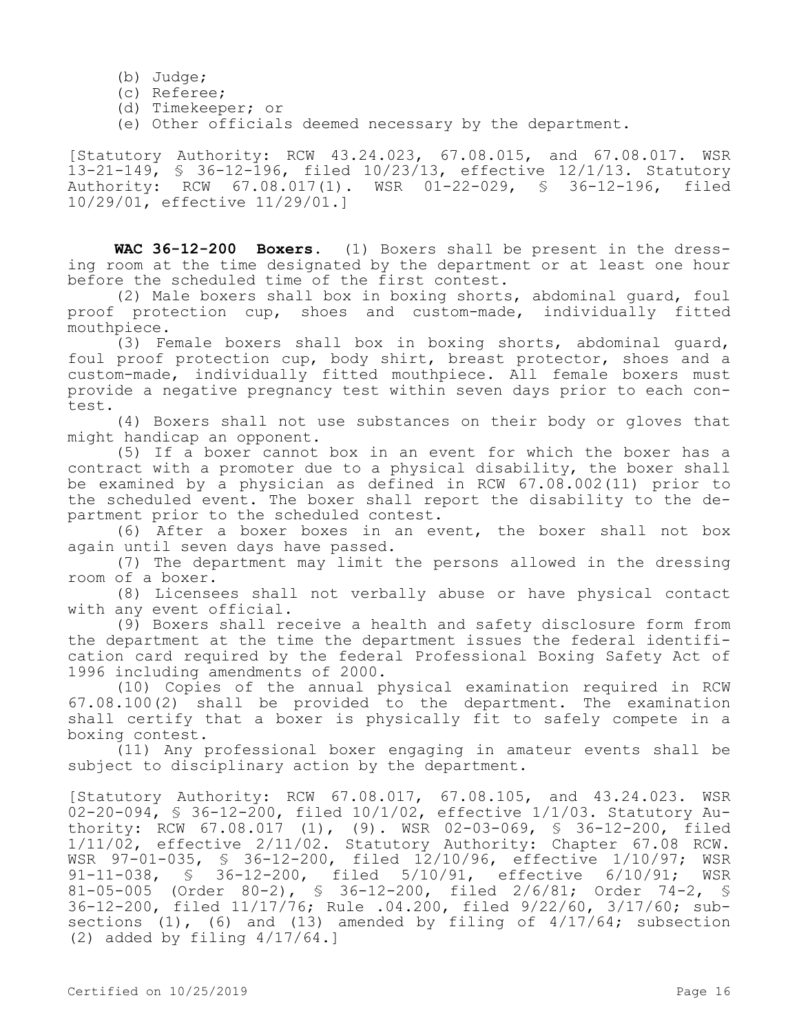(b) Judge;

(c) Referee;

(d) Timekeeper; or

(e) Other officials deemed necessary by the department.

[Statutory Authority: RCW 43.24.023, 67.08.015, and 67.08.017. WSR 13-21-149, § 36-12-196, filed 10/23/13, effective 12/1/13. Statutory Authority: RCW 67.08.017(1). WSR 01-22-029, § 36-12-196, filed 10/29/01, effective 11/29/01.]

**WAC 36-12-200 Boxers.** (1) Boxers shall be present in the dressing room at the time designated by the department or at least one hour before the scheduled time of the first contest.

(2) Male boxers shall box in boxing shorts, abdominal guard, foul proof protection cup, shoes and custom-made, individually fitted mouthpiece.

(3) Female boxers shall box in boxing shorts, abdominal guard, foul proof protection cup, body shirt, breast protector, shoes and a custom-made, individually fitted mouthpiece. All female boxers must provide a negative pregnancy test within seven days prior to each contest.

(4) Boxers shall not use substances on their body or gloves that might handicap an opponent.

(5) If a boxer cannot box in an event for which the boxer has a contract with a promoter due to a physical disability, the boxer shall be examined by a physician as defined in RCW 67.08.002(11) prior to the scheduled event. The boxer shall report the disability to the department prior to the scheduled contest.

(6) After a boxer boxes in an event, the boxer shall not box again until seven days have passed.

(7) The department may limit the persons allowed in the dressing room of a boxer.

(8) Licensees shall not verbally abuse or have physical contact with any event official.

(9) Boxers shall receive a health and safety disclosure form from the department at the time the department issues the federal identification card required by the federal Professional Boxing Safety Act of 1996 including amendments of 2000.

(10) Copies of the annual physical examination required in RCW 67.08.100(2) shall be provided to the department. The examination shall certify that a boxer is physically fit to safely compete in a boxing contest.

(11) Any professional boxer engaging in amateur events shall be subject to disciplinary action by the department.

[Statutory Authority: RCW 67.08.017, 67.08.105, and 43.24.023. WSR 02-20-094, § 36-12-200, filed 10/1/02, effective 1/1/03. Statutory Authority: RCW 67.08.017 (1), (9). WSR 02-03-069, § 36-12-200, filed 1/11/02, effective 2/11/02. Statutory Authority: Chapter 67.08 RCW. WSR 97-01-035, § 36-12-200, filed 12/10/96, effective 1/10/97; WSR 91-11-038, § 36-12-200, filed 5/10/91, effective 6/10/91; WSR 81-05-005 (Order 80-2), § 36-12-200, filed 2/6/81; Order 74-2, § 36-12-200, filed 11/17/76; Rule .04.200, filed 9/22/60, 3/17/60; subsections (1), (6) and (13) amended by filing of 4/17/64; subsection (2) added by filing 4/17/64.]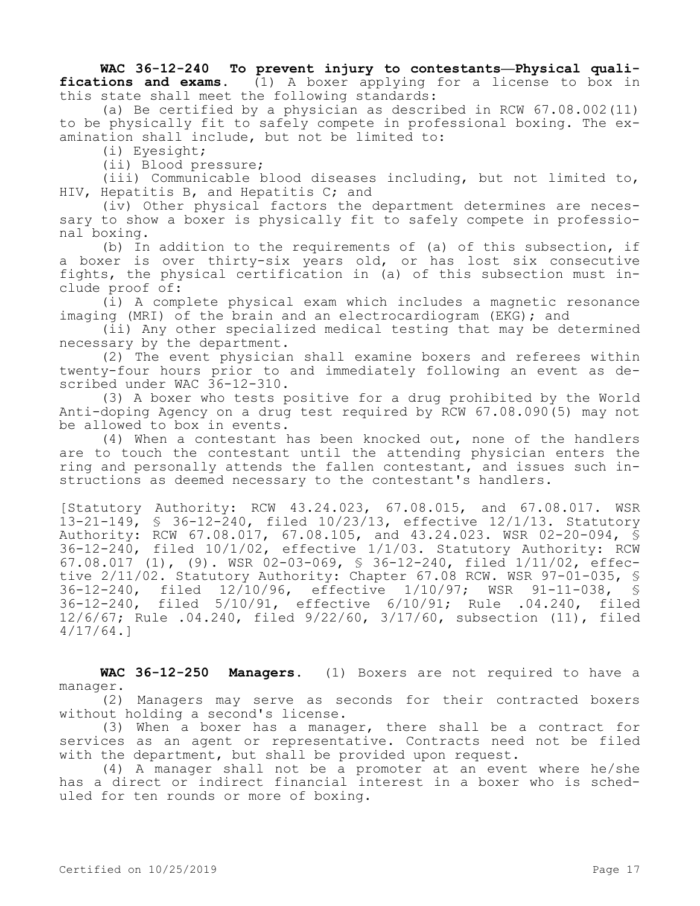**WAC 36-12-240 To prevent injury to contestants—Physical qualifications and exams.** (1) A boxer applying for a license to box in this state shall meet the following standards:

(a) Be certified by a physician as described in RCW 67.08.002(11) to be physically fit to safely compete in professional boxing. The examination shall include, but not be limited to:

(i) Eyesight;

(ii) Blood pressure;

(iii) Communicable blood diseases including, but not limited to, HIV, Hepatitis B, and Hepatitis C; and

(iv) Other physical factors the department determines are necessary to show a boxer is physically fit to safely compete in professional boxing.

(b) In addition to the requirements of (a) of this subsection, if a boxer is over thirty-six years old, or has lost six consecutive fights, the physical certification in (a) of this subsection must include proof of:

(i) A complete physical exam which includes a magnetic resonance imaging (MRI) of the brain and an electrocardiogram (EKG); and

(ii) Any other specialized medical testing that may be determined necessary by the department.

(2) The event physician shall examine boxers and referees within twenty-four hours prior to and immediately following an event as described under WAC 36-12-310.

(3) A boxer who tests positive for a drug prohibited by the World Anti-doping Agency on a drug test required by RCW 67.08.090(5) may not be allowed to box in events.

(4) When a contestant has been knocked out, none of the handlers are to touch the contestant until the attending physician enters the ring and personally attends the fallen contestant, and issues such instructions as deemed necessary to the contestant's handlers.

[Statutory Authority: RCW 43.24.023, 67.08.015, and 67.08.017. WSR 13-21-149, § 36-12-240, filed 10/23/13, effective 12/1/13. Statutory Authority: RCW 67.08.017, 67.08.105, and 43.24.023. WSR 02-20-094, § 36-12-240, filed 10/1/02, effective 1/1/03. Statutory Authority: RCW 67.08.017 (1), (9). WSR 02-03-069, § 36-12-240, filed 1/11/02, effective 2/11/02. Statutory Authority: Chapter 67.08 RCW. WSR 97-01-035, § 36-12-240, filed 12/10/96, effective 1/10/97; WSR 91-11-038, § 36-12-240, filed 5/10/91, effective 6/10/91; Rule .04.240, filed 12/6/67; Rule .04.240, filed 9/22/60, 3/17/60, subsection (11), filed 4/17/64.]

**WAC 36-12-250 Managers.** (1) Boxers are not required to have a manager.

(2) Managers may serve as seconds for their contracted boxers without holding a second's license.

(3) When a boxer has a manager, there shall be a contract for services as an agent or representative. Contracts need not be filed with the department, but shall be provided upon request.

(4) A manager shall not be a promoter at an event where he/she has a direct or indirect financial interest in a boxer who is scheduled for ten rounds or more of boxing.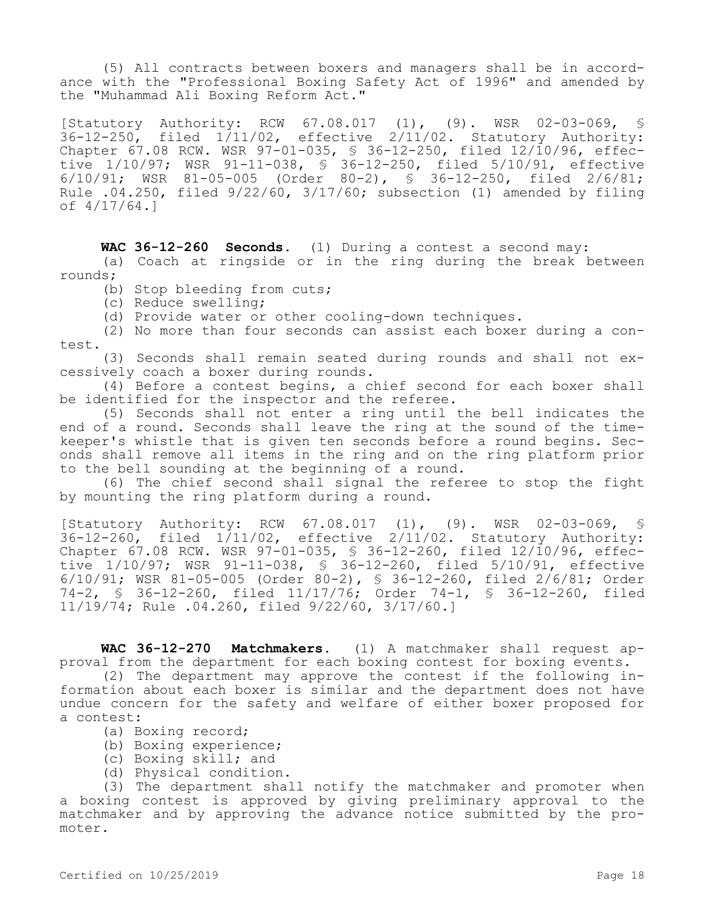(5) All contracts between boxers and managers shall be in accordance with the "Professional Boxing Safety Act of 1996" and amended by the "Muhammad Ali Boxing Reform Act."

[Statutory Authority: RCW 67.08.017 (1), (9). WSR 02-03-069, § 36-12-250, filed 1/11/02, effective 2/11/02. Statutory Authority: Chapter 67.08 RCW. WSR 97-01-035, § 36-12-250, filed 12/10/96, effective 1/10/97; WSR 91-11-038, § 36-12-250, filed 5/10/91, effective 6/10/91; WSR 81-05-005 (Order 80-2), § 36-12-250, filed 2/6/81; Rule .04.250, filed 9/22/60, 3/17/60; subsection (1) amended by filing of 4/17/64.]

**WAC 36-12-260 Seconds.** (1) During a contest a second may:

(a) Coach at ringside or in the ring during the break between rounds;

(b) Stop bleeding from cuts;

(c) Reduce swelling;

(d) Provide water or other cooling-down techniques.

(2) No more than four seconds can assist each boxer during a contest.

(3) Seconds shall remain seated during rounds and shall not excessively coach a boxer during rounds.

(4) Before a contest begins, a chief second for each boxer shall be identified for the inspector and the referee.

(5) Seconds shall not enter a ring until the bell indicates the end of a round. Seconds shall leave the ring at the sound of the timekeeper's whistle that is given ten seconds before a round begins. Seconds shall remove all items in the ring and on the ring platform prior to the bell sounding at the beginning of a round.

(6) The chief second shall signal the referee to stop the fight by mounting the ring platform during a round.

[Statutory Authority: RCW 67.08.017 (1), (9). WSR 02-03-069, § 36-12-260, filed 1/11/02, effective 2/11/02. Statutory Authority: Chapter 67.08 RCW. WSR 97-01-035, § 36-12-260, filed 12/10/96, effective 1/10/97; WSR 91-11-038, § 36-12-260, filed 5/10/91, effective 6/10/91; WSR 81-05-005 (Order 80-2), § 36-12-260, filed 2/6/81; Order 74-2, § 36-12-260, filed 11/17/76; Order 74-1, § 36-12-260, filed 11/19/74; Rule .04.260, filed 9/22/60, 3/17/60.]

**WAC 36-12-270 Matchmakers.** (1) A matchmaker shall request approval from the department for each boxing contest for boxing events.

(2) The department may approve the contest if the following information about each boxer is similar and the department does not have undue concern for the safety and welfare of either boxer proposed for a contest:

(a) Boxing record;

(b) Boxing experience;

(c) Boxing skill; and

(d) Physical condition.

(3) The department shall notify the matchmaker and promoter when a boxing contest is approved by giving preliminary approval to the matchmaker and by approving the advance notice submitted by the promoter.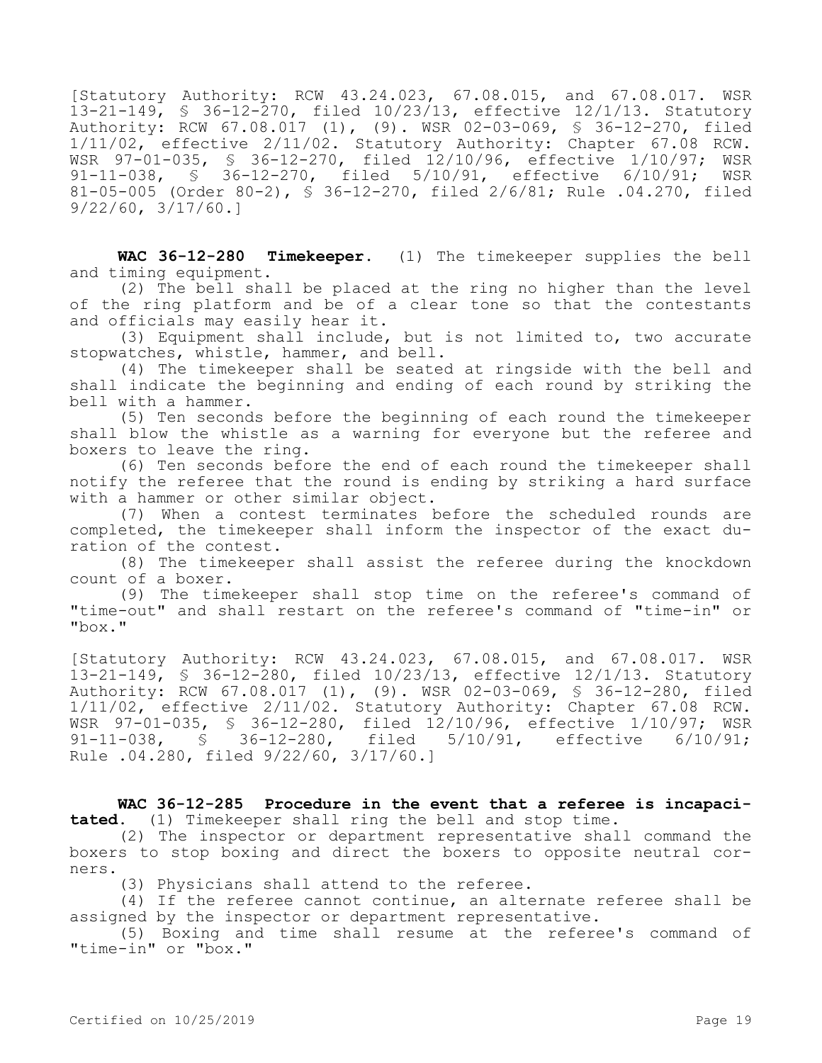[Statutory Authority: RCW 43.24.023, 67.08.015, and 67.08.017. WSR 13-21-149, § 36-12-270, filed 10/23/13, effective 12/1/13. Statutory Authority: RCW 67.08.017 (1), (9). WSR 02-03-069, § 36-12-270, filed 1/11/02, effective 2/11/02. Statutory Authority: Chapter 67.08 RCW. WSR 97-01-035, § 36-12-270, filed 12/10/96, effective 1/10/97; WSR 91-11-038, § 36-12-270, filed 5/10/91, effective 6/10/91; WSR 81-05-005 (Order 80-2), § 36-12-270, filed 2/6/81; Rule .04.270, filed 9/22/60, 3/17/60.]

**WAC 36-12-280 Timekeeper.** (1) The timekeeper supplies the bell and timing equipment.

(2) The bell shall be placed at the ring no higher than the level of the ring platform and be of a clear tone so that the contestants and officials may easily hear it.

(3) Equipment shall include, but is not limited to, two accurate stopwatches, whistle, hammer, and bell.

(4) The timekeeper shall be seated at ringside with the bell and shall indicate the beginning and ending of each round by striking the bell with a hammer.

(5) Ten seconds before the beginning of each round the timekeeper shall blow the whistle as a warning for everyone but the referee and boxers to leave the ring.

(6) Ten seconds before the end of each round the timekeeper shall notify the referee that the round is ending by striking a hard surface with a hammer or other similar object.

(7) When a contest terminates before the scheduled rounds are completed, the timekeeper shall inform the inspector of the exact duration of the contest.

(8) The timekeeper shall assist the referee during the knockdown count of a boxer.

(9) The timekeeper shall stop time on the referee's command of "time-out" and shall restart on the referee's command of "time-in" or "box."

[Statutory Authority: RCW 43.24.023, 67.08.015, and 67.08.017. WSR 13-21-149, § 36-12-280, filed 10/23/13, effective 12/1/13. Statutory Authority: RCW 67.08.017 (1), (9). WSR 02-03-069, § 36-12-280, filed 1/11/02, effective 2/11/02. Statutory Authority: Chapter 67.08 RCW. WSR 97-01-035, § 36-12-280, filed 12/10/96, effective 1/10/97; WSR 91-11-038, § 36-12-280, filed 5/10/91, effective 6/10/91; Rule .04.280, filed 9/22/60, 3/17/60.]

**WAC 36-12-285 Procedure in the event that a referee is incapacitated.** (1) Timekeeper shall ring the bell and stop time.

(2) The inspector or department representative shall command the boxers to stop boxing and direct the boxers to opposite neutral corners.

(3) Physicians shall attend to the referee.

(4) If the referee cannot continue, an alternate referee shall be assigned by the inspector or department representative.

(5) Boxing and time shall resume at the referee's command of "time-in" or "box."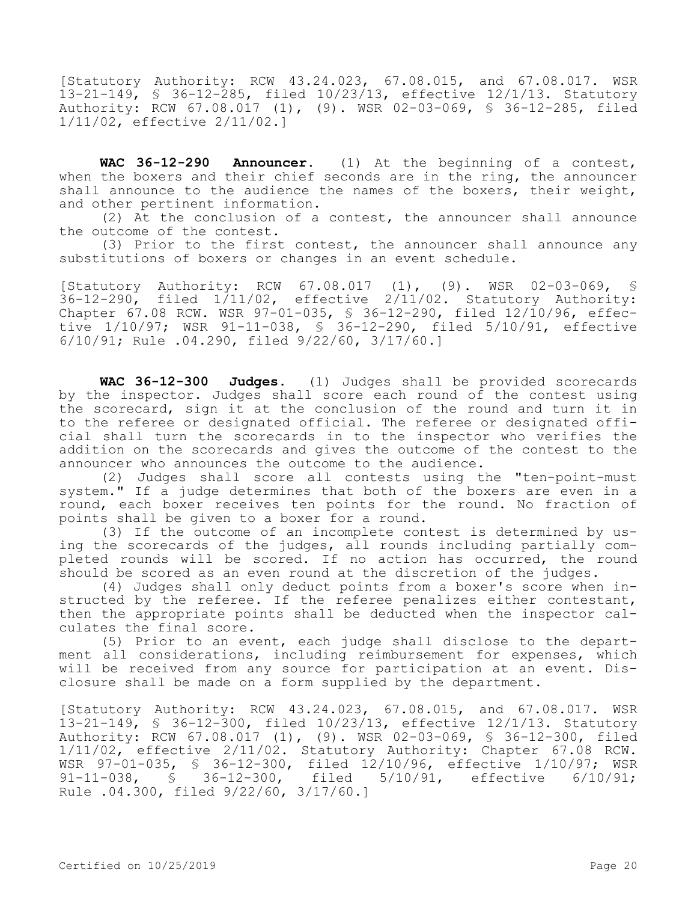[Statutory Authority: RCW 43.24.023, 67.08.015, and 67.08.017. WSR 13-21-149, § 36-12-285, filed 10/23/13, effective 12/1/13. Statutory Authority: RCW 67.08.017 (1), (9). WSR 02-03-069, § 36-12-285, filed 1/11/02, effective 2/11/02.]

**WAC 36-12-290 Announcer.** (1) At the beginning of a contest, when the boxers and their chief seconds are in the ring, the announcer shall announce to the audience the names of the boxers, their weight, and other pertinent information.

(2) At the conclusion of a contest, the announcer shall announce the outcome of the contest.

(3) Prior to the first contest, the announcer shall announce any substitutions of boxers or changes in an event schedule.

[Statutory Authority: RCW 67.08.017 (1), (9). WSR 02-03-069, § 36-12-290, filed 1/11/02, effective 2/11/02. Statutory Authority: Chapter 67.08 RCW. WSR 97-01-035, § 36-12-290, filed 12/10/96, effective 1/10/97; WSR 91-11-038, § 36-12-290, filed 5/10/91, effective 6/10/91; Rule .04.290, filed 9/22/60, 3/17/60.]

**WAC 36-12-300 Judges.** (1) Judges shall be provided scorecards by the inspector. Judges shall score each round of the contest using the scorecard, sign it at the conclusion of the round and turn it in to the referee or designated official. The referee or designated official shall turn the scorecards in to the inspector who verifies the addition on the scorecards and gives the outcome of the contest to the announcer who announces the outcome to the audience.

(2) Judges shall score all contests using the "ten-point-must system." If a judge determines that both of the boxers are even in a round, each boxer receives ten points for the round. No fraction of points shall be given to a boxer for a round.

(3) If the outcome of an incomplete contest is determined by using the scorecards of the judges, all rounds including partially completed rounds will be scored. If no action has occurred, the round should be scored as an even round at the discretion of the judges.

(4) Judges shall only deduct points from a boxer's score when instructed by the referee. If the referee penalizes either contestant, then the appropriate points shall be deducted when the inspector calculates the final score.

(5) Prior to an event, each judge shall disclose to the department all considerations, including reimbursement for expenses, which will be received from any source for participation at an event. Disclosure shall be made on a form supplied by the department.

[Statutory Authority: RCW 43.24.023, 67.08.015, and 67.08.017. WSR 13-21-149, § 36-12-300, filed 10/23/13, effective 12/1/13. Statutory Authority: RCW 67.08.017 (1), (9). WSR 02-03-069, § 36-12-300, filed 1/11/02, effective 2/11/02. Statutory Authority: Chapter 67.08 RCW. WSR 97-01-035, § 36-12-300, filed 12/10/96, effective 1/10/97; WSR 91-11-038, § 36-12-300, filed 5/10/91, effective 6/10/91; Rule .04.300, filed 9/22/60, 3/17/60.]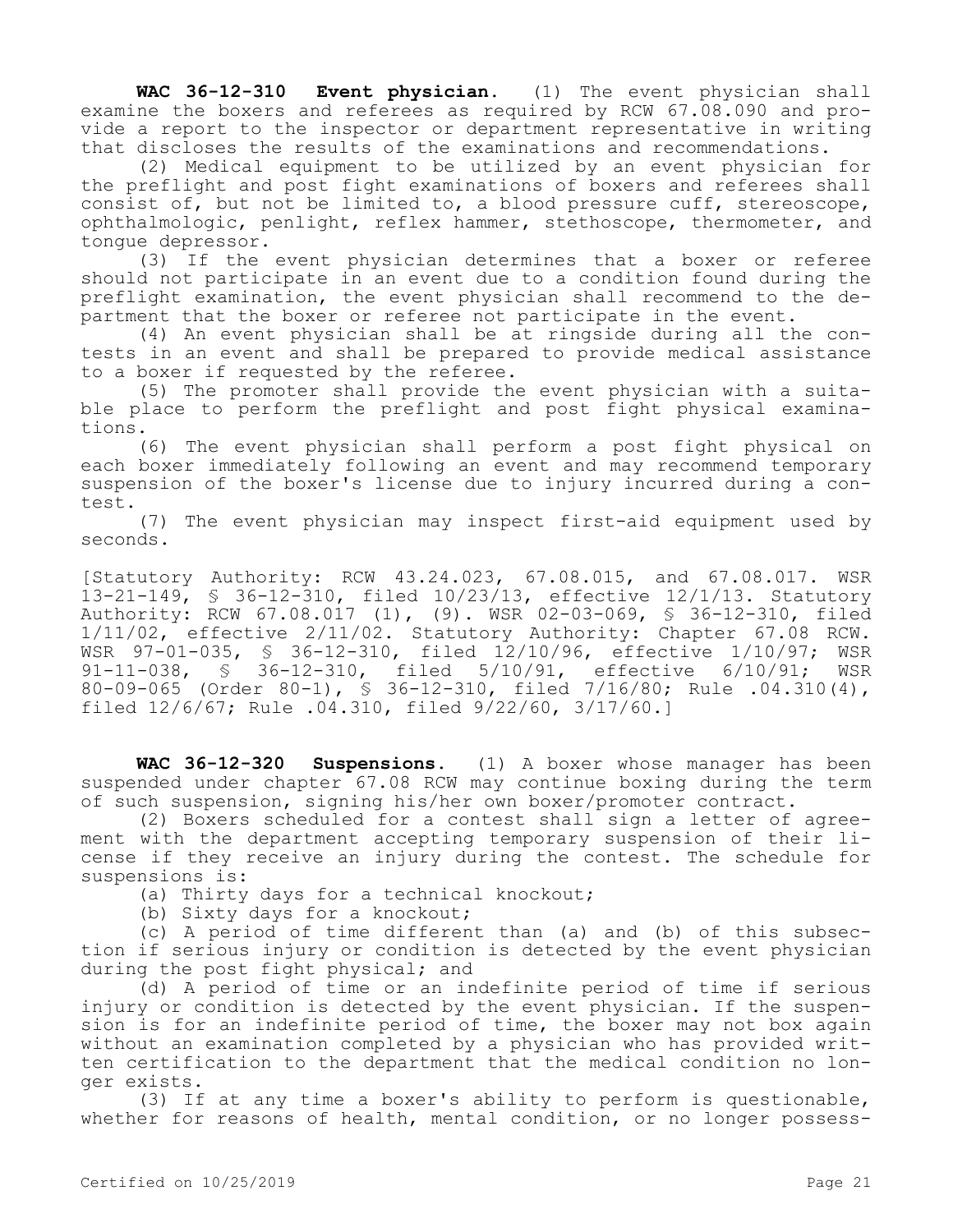**WAC 36-12-310 Event physician.** (1) The event physician shall examine the boxers and referees as required by RCW 67.08.090 and provide a report to the inspector or department representative in writing that discloses the results of the examinations and recommendations.

(2) Medical equipment to be utilized by an event physician for the preflight and post fight examinations of boxers and referees shall consist of, but not be limited to, a blood pressure cuff, stereoscope, ophthalmologic, penlight, reflex hammer, stethoscope, thermometer, and tongue depressor.

(3) If the event physician determines that a boxer or referee should not participate in an event due to a condition found during the preflight examination, the event physician shall recommend to the department that the boxer or referee not participate in the event.

(4) An event physician shall be at ringside during all the contests in an event and shall be prepared to provide medical assistance to a boxer if requested by the referee.

(5) The promoter shall provide the event physician with a suitable place to perform the preflight and post fight physical examinations.

(6) The event physician shall perform a post fight physical on each boxer immediately following an event and may recommend temporary suspension of the boxer's license due to injury incurred during a contest.

(7) The event physician may inspect first-aid equipment used by seconds.

[Statutory Authority: RCW 43.24.023, 67.08.015, and 67.08.017. WSR 13-21-149, § 36-12-310, filed 10/23/13, effective 12/1/13. Statutory Authority: RCW 67.08.017 (1), (9). WSR 02-03-069, § 36-12-310, filed 1/11/02, effective 2/11/02. Statutory Authority: Chapter 67.08 RCW. WSR 97-01-035, § 36-12-310, filed 12/10/96, effective 1/10/97; WSR 91-11-038, § 36-12-310, filed 5/10/91, effective 6/10/91; WSR 80-09-065 (Order 80-1), § 36-12-310, filed 7/16/80; Rule .04.310(4), filed 12/6/67; Rule .04.310, filed 9/22/60, 3/17/60.]

**WAC 36-12-320 Suspensions.** (1) A boxer whose manager has been suspended under chapter 67.08 RCW may continue boxing during the term of such suspension, signing his/her own boxer/promoter contract.

(2) Boxers scheduled for a contest shall sign a letter of agreement with the department accepting temporary suspension of their license if they receive an injury during the contest. The schedule for suspensions is:

(a) Thirty days for a technical knockout;

(b) Sixty days for a knockout;

(c) A period of time different than (a) and (b) of this subsection if serious injury or condition is detected by the event physician during the post fight physical; and

(d) A period of time or an indefinite period of time if serious injury or condition is detected by the event physician. If the suspension is for an indefinite period of time, the boxer may not box again without an examination completed by a physician who has provided written certification to the department that the medical condition no longer exists.

(3) If at any time a boxer's ability to perform is questionable, whether for reasons of health, mental condition, or no longer possess-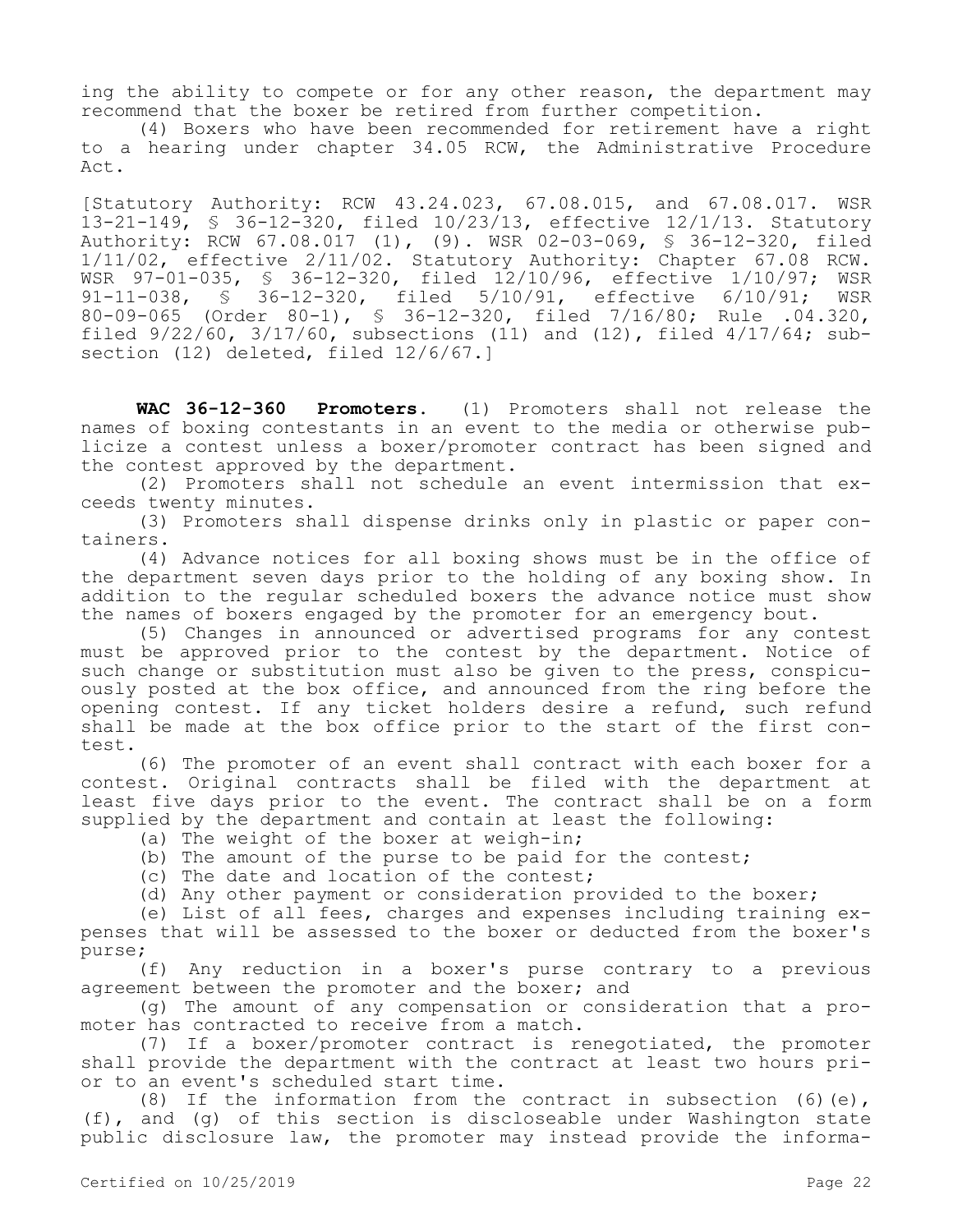ing the ability to compete or for any other reason, the department may recommend that the boxer be retired from further competition.

(4) Boxers who have been recommended for retirement have a right to a hearing under chapter 34.05 RCW, the Administrative Procedure Act.

[Statutory Authority: RCW 43.24.023, 67.08.015, and 67.08.017. WSR 13-21-149, § 36-12-320, filed 10/23/13, effective 12/1/13. Statutory Authority: RCW 67.08.017 (1), (9). WSR 02-03-069, § 36-12-320, filed 1/11/02, effective 2/11/02. Statutory Authority: Chapter 67.08 RCW. WSR 97-01-035, § 36-12-320, filed 12/10/96, effective 1/10/97; WSR 91-11-038, § 36-12-320, filed 5/10/91, effective 6/10/91; WSR 80-09-065 (Order 80-1), § 36-12-320, filed 7/16/80; Rule .04.320, filed 9/22/60, 3/17/60, subsections (11) and (12), filed 4/17/64; subsection (12) deleted, filed 12/6/67.]

**WAC 36-12-360 Promoters.** (1) Promoters shall not release the names of boxing contestants in an event to the media or otherwise publicize a contest unless a boxer/promoter contract has been signed and the contest approved by the department.

(2) Promoters shall not schedule an event intermission that exceeds twenty minutes.

(3) Promoters shall dispense drinks only in plastic or paper containers.

(4) Advance notices for all boxing shows must be in the office of the department seven days prior to the holding of any boxing show. In addition to the regular scheduled boxers the advance notice must show the names of boxers engaged by the promoter for an emergency bout.

(5) Changes in announced or advertised programs for any contest must be approved prior to the contest by the department. Notice of such change or substitution must also be given to the press, conspicuously posted at the box office, and announced from the ring before the opening contest. If any ticket holders desire a refund, such refund shall be made at the box office prior to the start of the first contest.

(6) The promoter of an event shall contract with each boxer for a contest. Original contracts shall be filed with the department at least five days prior to the event. The contract shall be on a form supplied by the department and contain at least the following:

(a) The weight of the boxer at weigh-in;

(b) The amount of the purse to be paid for the contest;

(c) The date and location of the contest;

(d) Any other payment or consideration provided to the boxer;

(e) List of all fees, charges and expenses including training expenses that will be assessed to the boxer or deducted from the boxer's purse;

(f) Any reduction in a boxer's purse contrary to a previous agreement between the promoter and the boxer; and

(g) The amount of any compensation or consideration that a promoter has contracted to receive from a match.

(7) If a boxer/promoter contract is renegotiated, the promoter shall provide the department with the contract at least two hours prior to an event's scheduled start time.

(8) If the information from the contract in subsection (6)(e), (f), and (g) of this section is discloseable under Washington state public disclosure law, the promoter may instead provide the informa-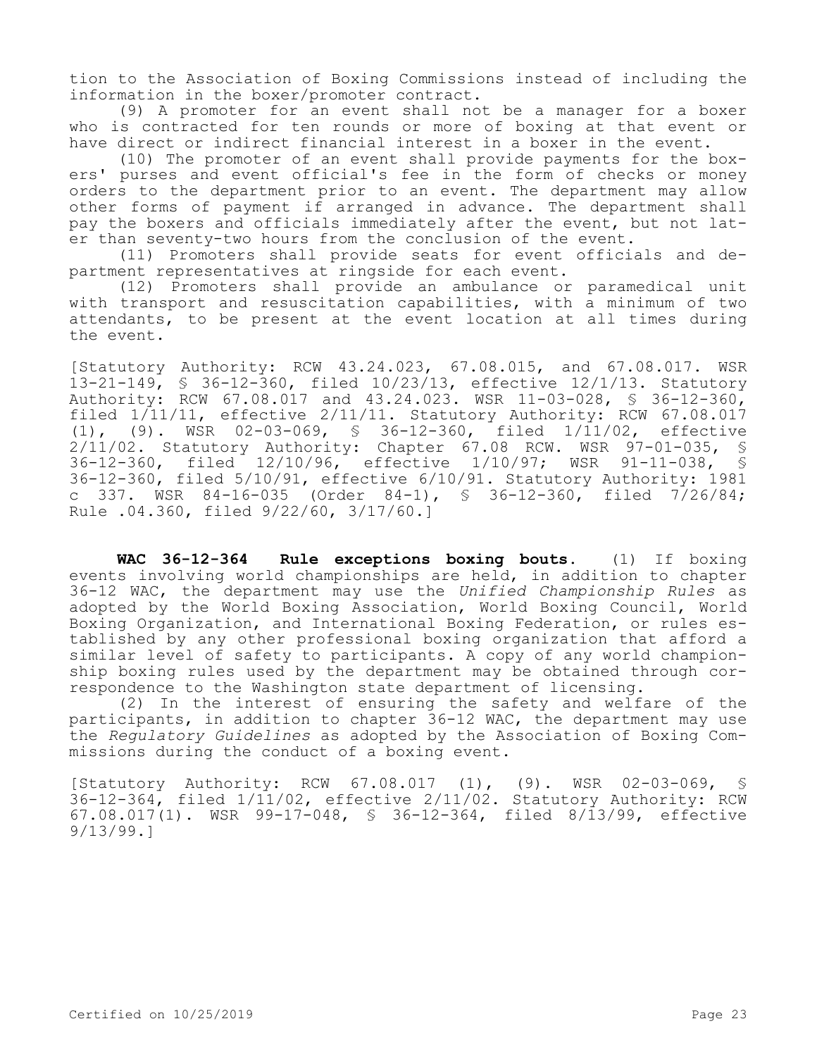tion to the Association of Boxing Commissions instead of including the information in the boxer/promoter contract.

(9) A promoter for an event shall not be a manager for a boxer who is contracted for ten rounds or more of boxing at that event or have direct or indirect financial interest in a boxer in the event.

(10) The promoter of an event shall provide payments for the boxers' purses and event official's fee in the form of checks or money orders to the department prior to an event. The department may allow other forms of payment if arranged in advance. The department shall pay the boxers and officials immediately after the event, but not later than seventy-two hours from the conclusion of the event.

(11) Promoters shall provide seats for event officials and department representatives at ringside for each event.

(12) Promoters shall provide an ambulance or paramedical unit with transport and resuscitation capabilities, with a minimum of two attendants, to be present at the event location at all times during the event.

[Statutory Authority: RCW 43.24.023, 67.08.015, and 67.08.017. WSR 13-21-149, § 36-12-360, filed 10/23/13, effective 12/1/13. Statutory Authority: RCW 67.08.017 and 43.24.023. WSR 11-03-028, § 36-12-360, filed 1/11/11, effective 2/11/11. Statutory Authority: RCW 67.08.017 (1), (9). WSR 02-03-069, § 36-12-360, filed 1/11/02, effective 2/11/02. Statutory Authority: Chapter 67.08 RCW. WSR 97-01-035, § 36-12-360, filed 12/10/96, effective 1/10/97; WSR 91-11-038, § 36-12-360, filed 5/10/91, effective 6/10/91. Statutory Authority: 1981 c 337. WSR 84-16-035 (Order 84-1), § 36-12-360, filed 7/26/84; Rule .04.360, filed 9/22/60, 3/17/60.]

**WAC 36-12-364 Rule exceptions boxing bouts.** (1) If boxing events involving world championships are held, in addition to chapter 36-12 WAC, the department may use the *Unified Championship Rules* as adopted by the World Boxing Association, World Boxing Council, World Boxing Organization, and International Boxing Federation, or rules established by any other professional boxing organization that afford a similar level of safety to participants. A copy of any world championship boxing rules used by the department may be obtained through correspondence to the Washington state department of licensing.

(2) In the interest of ensuring the safety and welfare of the participants, in addition to chapter 36-12 WAC, the department may use the *Regulatory Guidelines* as adopted by the Association of Boxing Commissions during the conduct of a boxing event.

[Statutory Authority: RCW 67.08.017 (1), (9). WSR 02-03-069, § 36-12-364, filed 1/11/02, effective 2/11/02. Statutory Authority: RCW 67.08.017(1). WSR 99-17-048, § 36-12-364, filed 8/13/99, effective 9/13/99.]